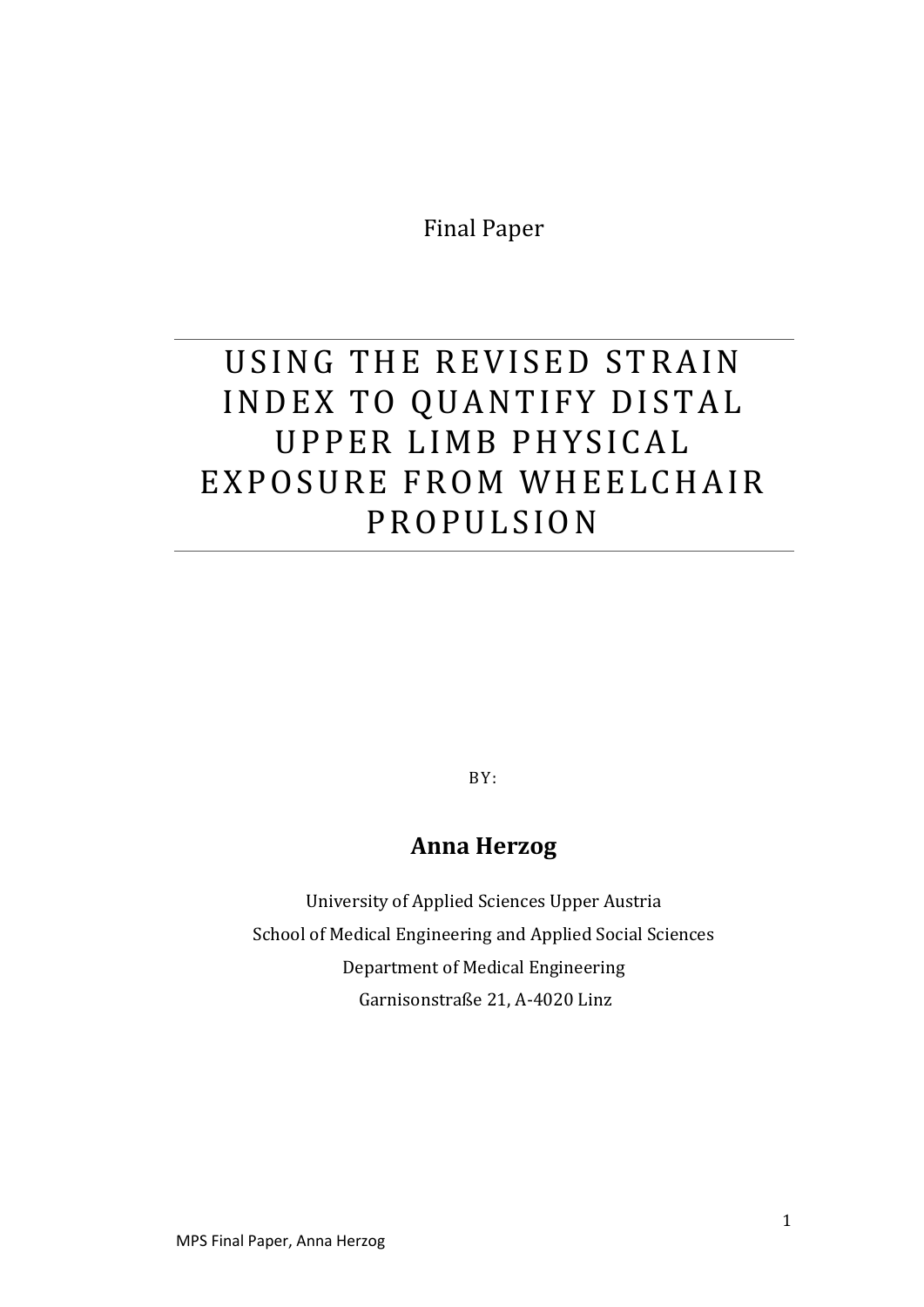Final Paper

# USING THE REVISED STRAIN INDEX TO QUANTIFY DISTAL UPPER LIMB PHYSICAL EXPOSURE FROM WHEELCHAIR PROPULSION

BY:

**Anna Herzog**

University of Applied Sciences Upper Austria

School of Medical Engineering and Applied Social Sciences

Department of Medical Engineering

Garnisonstraße 21, A-4020 Linz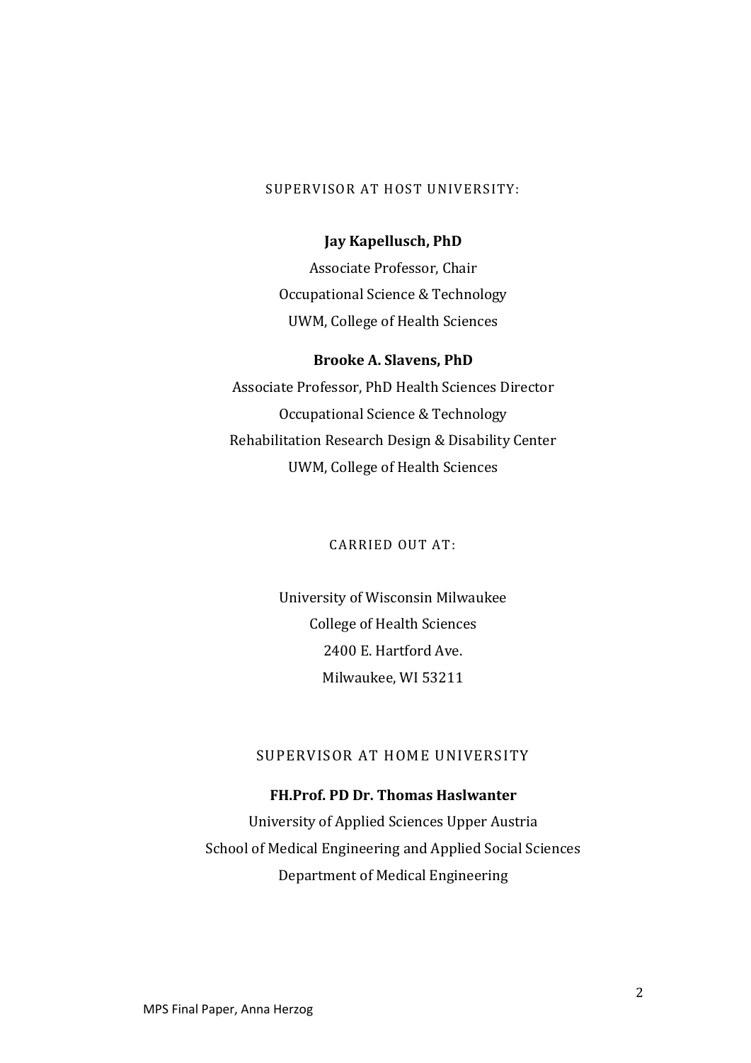SUPERVISOR AT HOST UNIVERSITY:

**Jay Kapellusch, PhD**

Associate Professor, Chair

Occupational Science & Technology

UWM, College of Health Sciences

**Brooke A. Slavens, PhD**

Associate Professor, PhD Health Sciences Director

Occupational Science & Technology

Rehabilitation Research Design & Disability Center

UWM, College of Health Sciences

CARRIED OUT AT:

University of Wisconsin Milwaukee

College of Health Sciences

2400 E. Hartford Ave.

Milwaukee, WI 53211

SUPERVISOR AT HOME UNIVERSITY

**FH.Prof. PD Dr. Thomas Haslwanter**

University of Applied Sciences Upper Austria

School of Medical Engineering and Applied Social Sciences

Department of Medical Engineering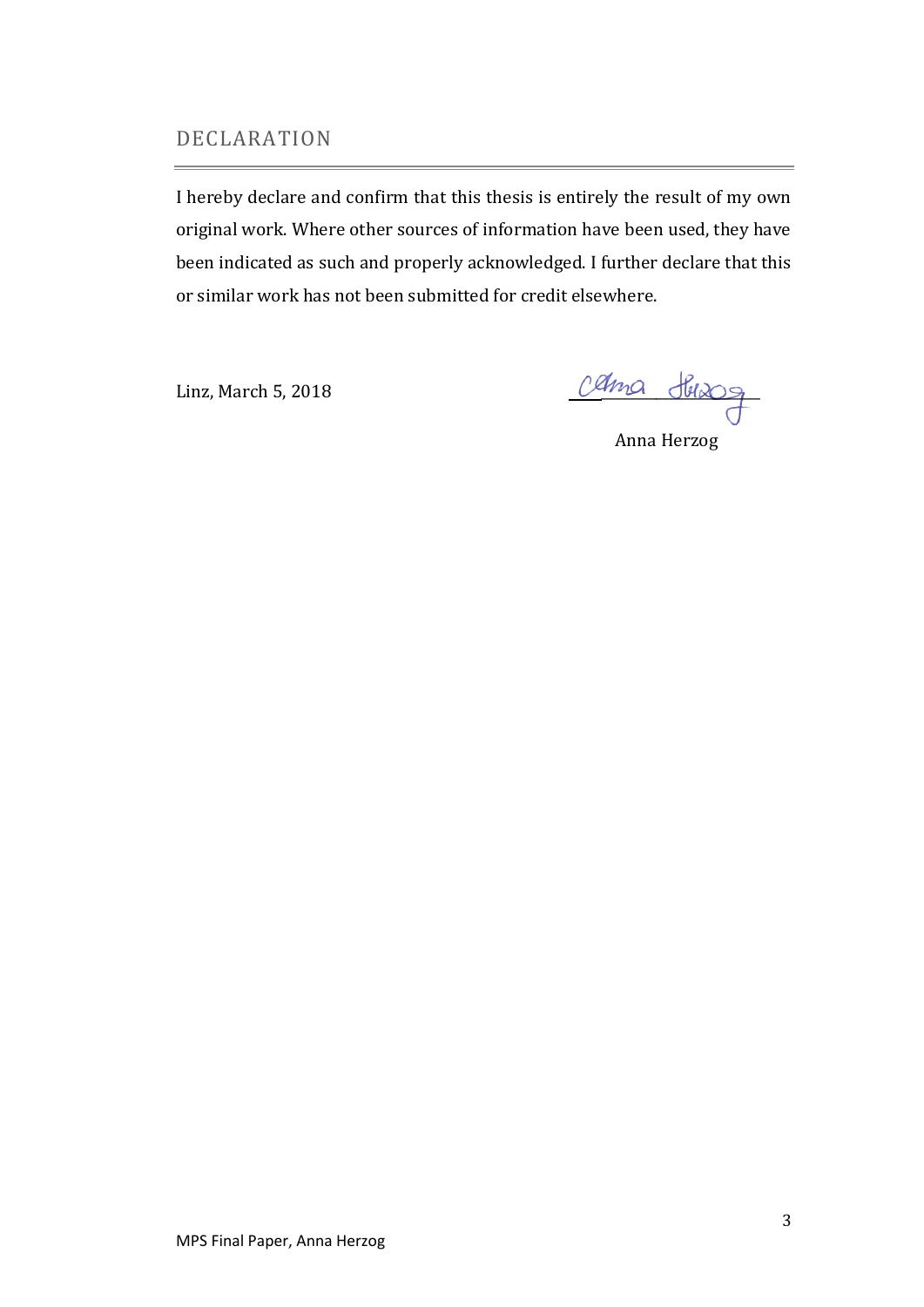## DECLARATION

I hereby declare and confirm that this thesis is entirely the result of my own original work. Where other sources of information have been used, they have been indicated as such and properly acknowledged. I further declare that this or similar work has not been submitted for credit elsewhere.

Linz, March 5, 2018

Anna Herzog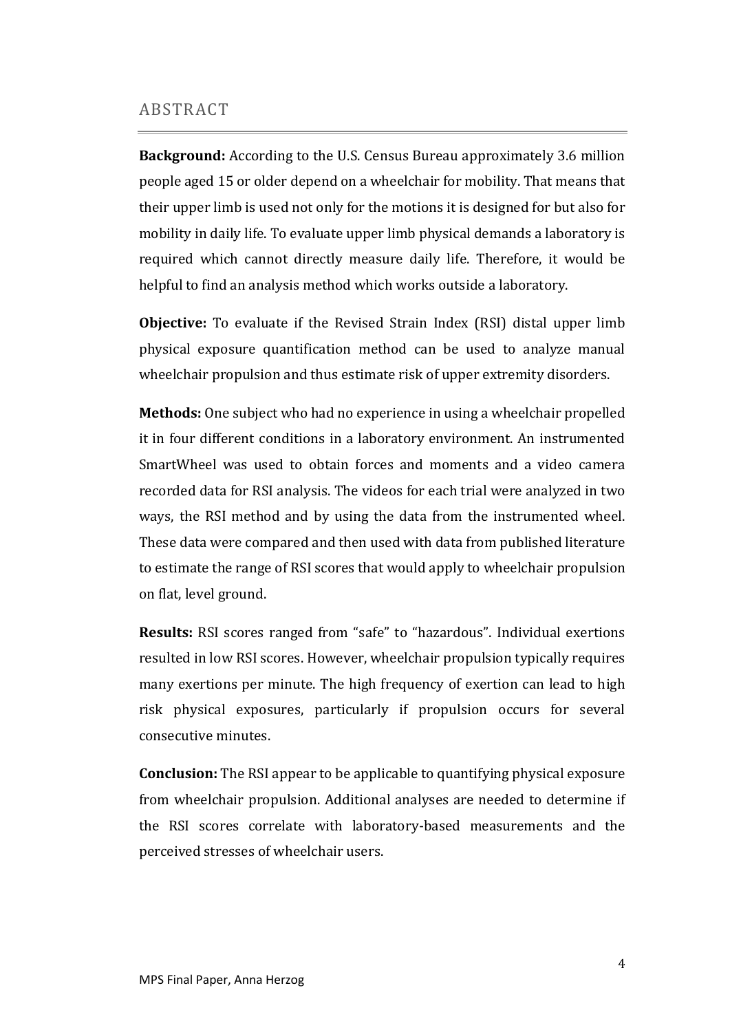## ABSTRACT

**Background:** According to the U.S. Census Bureau approximately 3.6 million people aged 15 or older depend on a wheelchair for mobility. That means that their upper limb is used not only for the motions it is designed for but also for mobility in daily life. To evaluate upper limb physical demands a laboratory is required which cannot directly measure daily life. Therefore, it would be helpful to find an analysis method which works outside a laboratory.

**Objective:** To evaluate if the Revised Strain Index (RSI) distal upper limb physical exposure quantification method can be used to analyze manual wheelchair propulsion and thus estimate risk of upper extremity disorders.

**Methods:** One subject who had no experience in using a wheelchair propelled it in four different conditions in a laboratory environment. An instrumented SmartWheel was used to obtain forces and moments and a video camera recorded data for RSI analysis. The videos for each trial were analyzed in two ways, the RSI method and by using the data from the instrumented wheel. These data were compared and then used with data from published literature to estimate the range of RSI scores that would apply to wheelchair propulsion on flat, level ground.

**Results:** RSI scores ranged from "safe" to "hazardous". Individual exertions resulted in low RSI scores. However, wheelchair propulsion typically requires many exertions per minute. The high frequency of exertion can lead to high risk physical exposures, particularly if propulsion occurs for several consecutive minutes.

**Conclusion:** The RSI appear to be applicable to quantifying physical exposure from wheelchair propulsion. Additional analyses are needed to determine if the RSI scores correlate with laboratory-based measurements and the perceived stresses of wheelchair users.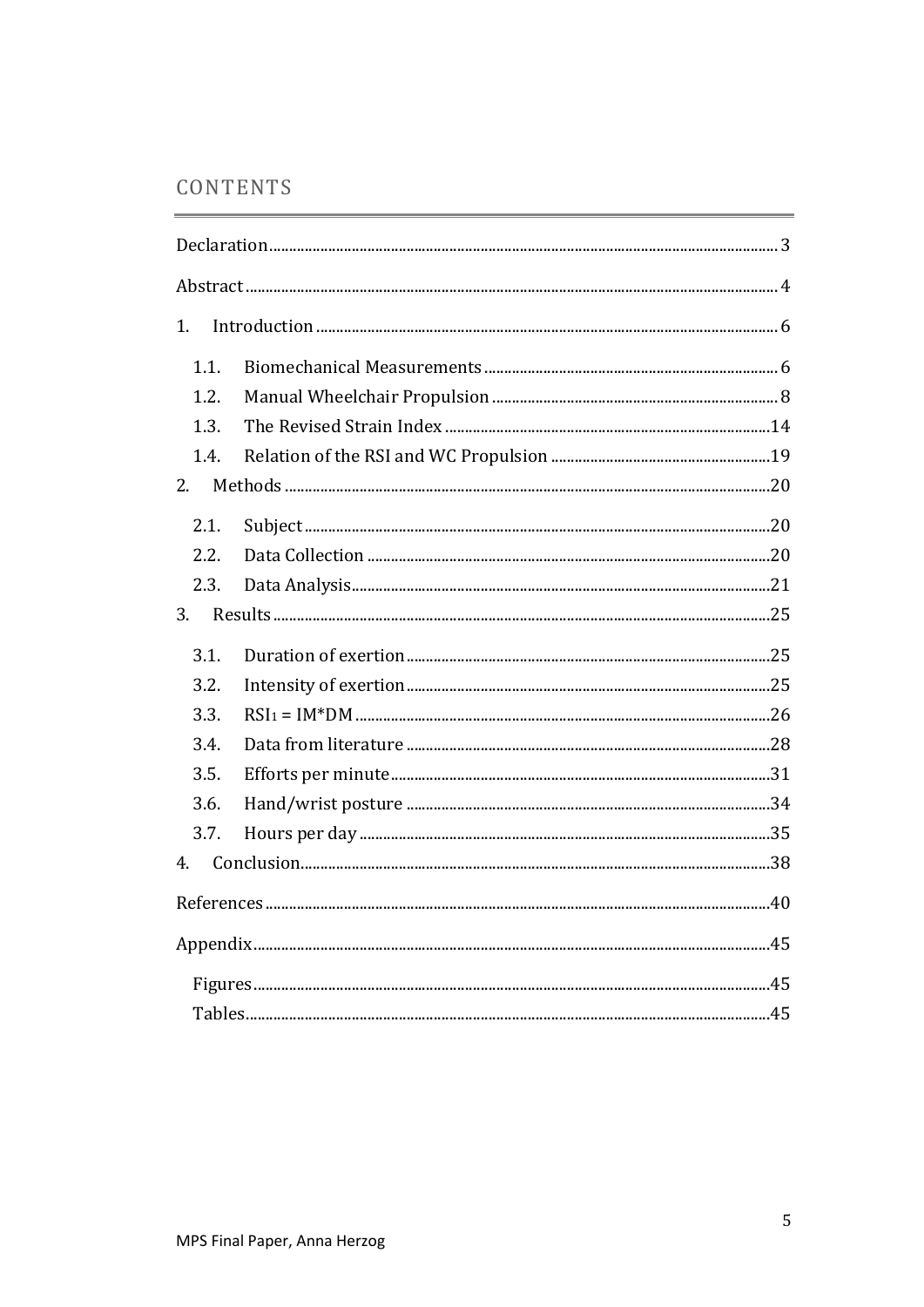## CONTENTS

Declaration ........ 3

Abstract ........ 4

1. Introduction ........ 6
   - 1.1. Biomechanical Measurements ........ 6
   - 1.2. Manual Wheelchair Propulsion ........ 8
   - 1.3. The Revised Strain Index ........ 14
   - 1.4. Relation of the RSI and WC Propulsion ........ 19
2. Methods ........ 20
   - 2.1. Subject ........ 20
   - 2.2. Data Collection ........ 20
   - 2.3. Data Analysis ........ 21
3. Results ........ 25
   - 3.1. Duration of exertion ........ 25
   - 3.2. Intensity of exertion ........ 25
   - 3.3. $RSI_1$ = IM*DM ........ 26
   - 3.4. Data from literature ........ 28
   - 3.5. Efforts per minute ........ 31
   - 3.6. Hand/wrist posture ........ 34
   - 3.7. Hours per day ........ 35
4. Conclusion ........ 38

References ........ 40

Appendix ........ 45

- Figures ........ 45
- Tables ........ 45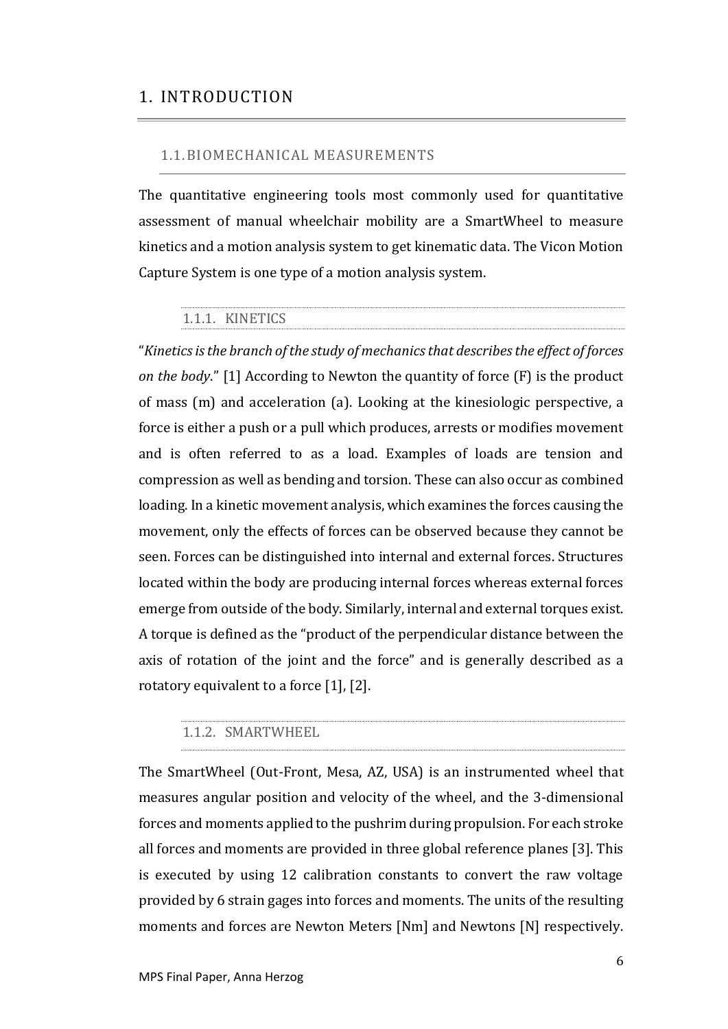# 1. INTRODUCTION

## 1.1. BIOMECHANICAL MEASUREMENTS

The quantitative engineering tools most commonly used for quantitative assessment of manual wheelchair mobility are a SmartWheel to measure kinetics and a motion analysis system to get kinematic data. The Vicon Motion Capture System is one type of a motion analysis system.

### 1.1.1. KINETICS

"*Kinetics is the branch of the study of mechanics that describes the effect of forces on the body.*" [1] According to Newton the quantity of force (F) is the product of mass (m) and acceleration (a). Looking at the kinesiologic perspective, a force is either a push or a pull which produces, arrests or modifies movement and is often referred to as a load. Examples of loads are tension and compression as well as bending and torsion. These can also occur as combined loading. In a kinetic movement analysis, which examines the forces causing the movement, only the effects of forces can be observed because they cannot be seen. Forces can be distinguished into internal and external forces. Structures located within the body are producing internal forces whereas external forces emerge from outside of the body. Similarly, internal and external torques exist. A torque is defined as the "product of the perpendicular distance between the axis of rotation of the joint and the force" and is generally described as a rotatory equivalent to a force [1], [2].

### 1.1.2. SMARTWHEEL

The SmartWheel (Out-Front, Mesa, AZ, USA) is an instrumented wheel that measures angular position and velocity of the wheel, and the 3-dimensional forces and moments applied to the pushrim during propulsion. For each stroke all forces and moments are provided in three global reference planes [3]. This is executed by using 12 calibration constants to convert the raw voltage provided by 6 strain gages into forces and moments. The units of the resulting moments and forces are Newton Meters [Nm] and Newtons [N] respectively.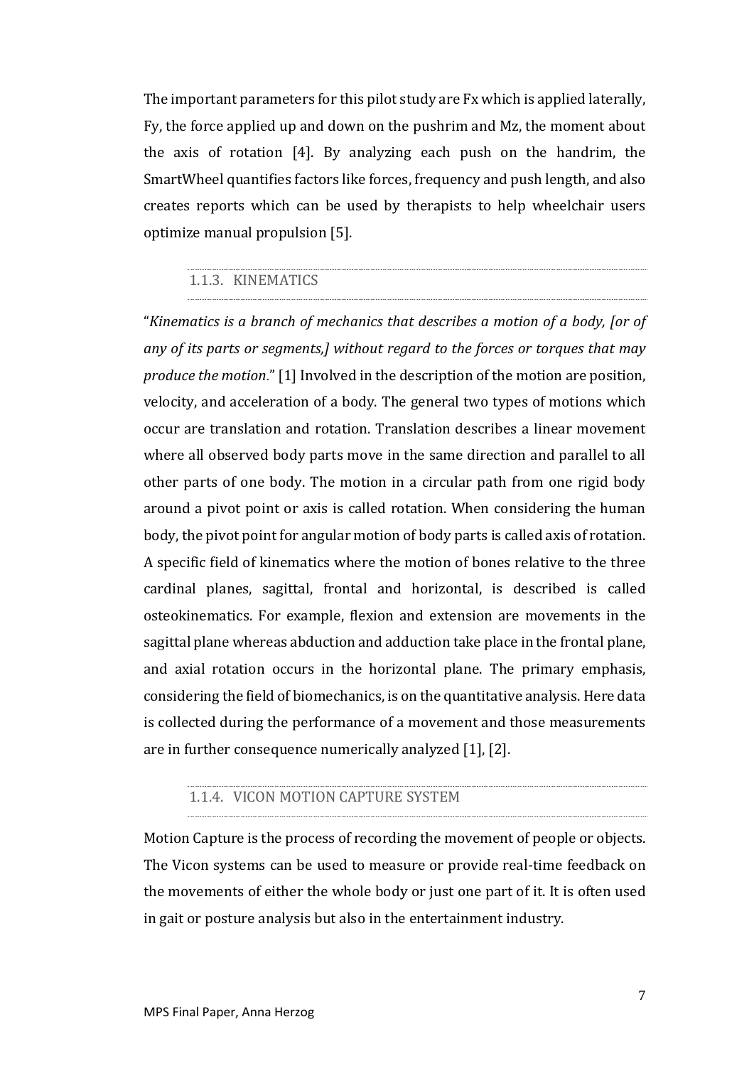The important parameters for this pilot study are Fx which is applied laterally, Fy, the force applied up and down on the pushrim and Mz, the moment about the axis of rotation [4]. By analyzing each push on the handrim, the SmartWheel quantifies factors like forces, frequency and push length, and also creates reports which can be used by therapists to help wheelchair users optimize manual propulsion [5].

### 1.1.3. KINEMATICS

"*Kinematics is a branch of mechanics that describes a motion of a body, [or of any of its parts or segments,] without regard to the forces or torques that may produce the motion*." [1] Involved in the description of the motion are position, velocity, and acceleration of a body. The general two types of motions which occur are translation and rotation. Translation describes a linear movement where all observed body parts move in the same direction and parallel to all other parts of one body. The motion in a circular path from one rigid body around a pivot point or axis is called rotation. When considering the human body, the pivot point for angular motion of body parts is called axis of rotation. A specific field of kinematics where the motion of bones relative to the three cardinal planes, sagittal, frontal and horizontal, is described is called osteokinematics. For example, flexion and extension are movements in the sagittal plane whereas abduction and adduction take place in the frontal plane, and axial rotation occurs in the horizontal plane. The primary emphasis, considering the field of biomechanics, is on the quantitative analysis. Here data is collected during the performance of a movement and those measurements are in further consequence numerically analyzed [1], [2].

### 1.1.4. VICON MOTION CAPTURE SYSTEM

Motion Capture is the process of recording the movement of people or objects. The Vicon systems can be used to measure or provide real-time feedback on the movements of either the whole body or just one part of it. It is often used in gait or posture analysis but also in the entertainment industry.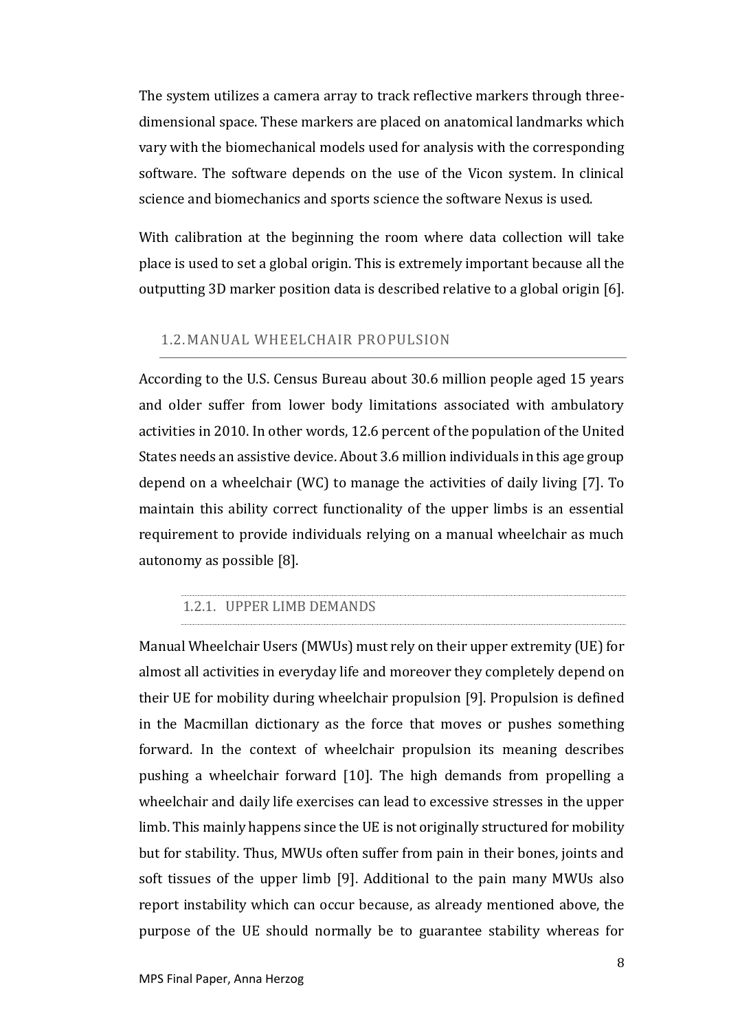The system utilizes a camera array to track reflective markers through three-dimensional space. These markers are placed on anatomical landmarks which vary with the biomechanical models used for analysis with the corresponding software. The software depends on the use of the Vicon system. In clinical science and biomechanics and sports science the software Nexus is used.

With calibration at the beginning the room where data collection will take place is used to set a global origin. This is extremely important because all the outputting 3D marker position data is described relative to a global origin [6].

## 1.2. MANUAL WHEELCHAIR PROPULSION

According to the U.S. Census Bureau about 30.6 million people aged 15 years and older suffer from lower body limitations associated with ambulatory activities in 2010. In other words, 12.6 percent of the population of the United States needs an assistive device. About 3.6 million individuals in this age group depend on a wheelchair (WC) to manage the activities of daily living [7]. To maintain this ability correct functionality of the upper limbs is an essential requirement to provide individuals relying on a manual wheelchair as much autonomy as possible [8].

### 1.2.1. UPPER LIMB DEMANDS

Manual Wheelchair Users (MWUs) must rely on their upper extremity (UE) for almost all activities in everyday life and moreover they completely depend on their UE for mobility during wheelchair propulsion [9]. Propulsion is defined in the Macmillan dictionary as the force that moves or pushes something forward. In the context of wheelchair propulsion its meaning describes pushing a wheelchair forward [10]. The high demands from propelling a wheelchair and daily life exercises can lead to excessive stresses in the upper limb. This mainly happens since the UE is not originally structured for mobility but for stability. Thus, MWUs often suffer from pain in their bones, joints and soft tissues of the upper limb [9]. Additional to the pain many MWUs also report instability which can occur because, as already mentioned above, the purpose of the UE should normally be to guarantee stability whereas for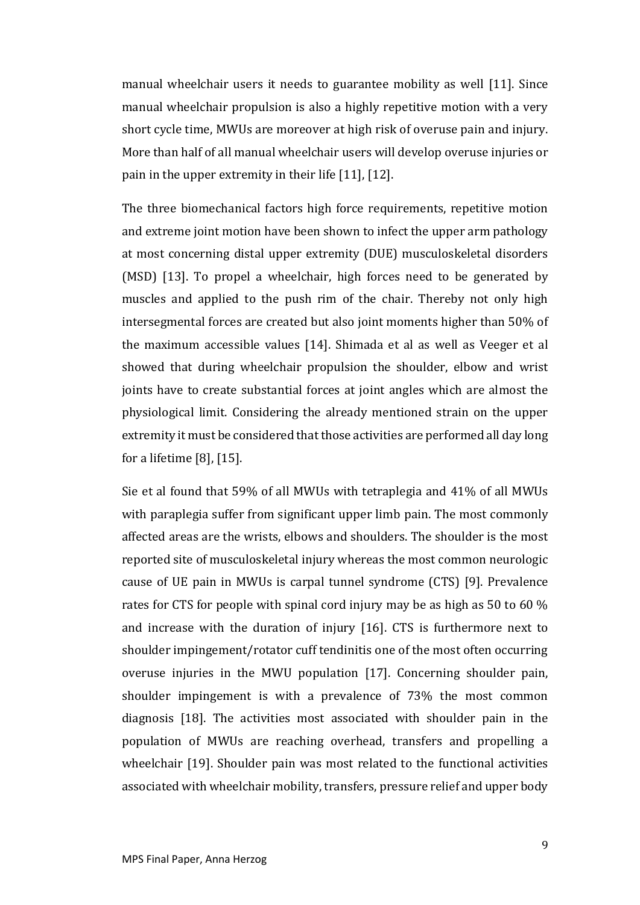manual wheelchair users it needs to guarantee mobility as well [11]. Since manual wheelchair propulsion is also a highly repetitive motion with a very short cycle time, MWUs are moreover at high risk of overuse pain and injury. More than half of all manual wheelchair users will develop overuse injuries or pain in the upper extremity in their life [11], [12].

The three biomechanical factors high force requirements, repetitive motion and extreme joint motion have been shown to infect the upper arm pathology at most concerning distal upper extremity (DUE) musculoskeletal disorders (MSD) [13]. To propel a wheelchair, high forces need to be generated by muscles and applied to the push rim of the chair. Thereby not only high intersegmental forces are created but also joint moments higher than 50% of the maximum accessible values [14]. Shimada et al as well as Veeger et al showed that during wheelchair propulsion the shoulder, elbow and wrist joints have to create substantial forces at joint angles which are almost the physiological limit. Considering the already mentioned strain on the upper extremity it must be considered that those activities are performed all day long for a lifetime [8], [15].

Sie et al found that 59% of all MWUs with tetraplegia and 41% of all MWUs with paraplegia suffer from significant upper limb pain. The most commonly affected areas are the wrists, elbows and shoulders. The shoulder is the most reported site of musculoskeletal injury whereas the most common neurologic cause of UE pain in MWUs is carpal tunnel syndrome (CTS) [9]. Prevalence rates for CTS for people with spinal cord injury may be as high as 50 to 60 % and increase with the duration of injury [16]. CTS is furthermore next to shoulder impingement/rotator cuff tendinitis one of the most often occurring overuse injuries in the MWU population [17]. Concerning shoulder pain, shoulder impingement is with a prevalence of 73% the most common diagnosis [18]. The activities most associated with shoulder pain in the population of MWUs are reaching overhead, transfers and propelling a wheelchair [19]. Shoulder pain was most related to the functional activities associated with wheelchair mobility, transfers, pressure relief and upper body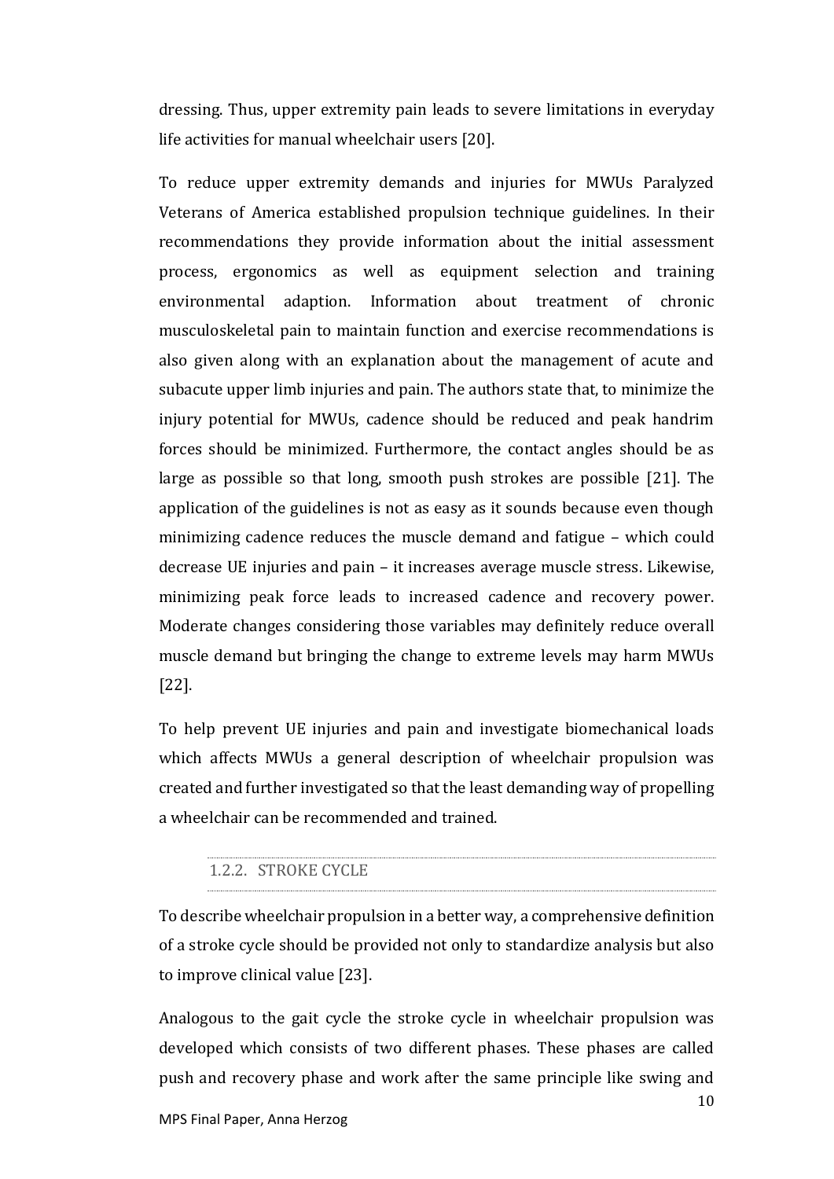dressing. Thus, upper extremity pain leads to severe limitations in everyday life activities for manual wheelchair users [20].

To reduce upper extremity demands and injuries for MWUs Paralyzed Veterans of America established propulsion technique guidelines. In their recommendations they provide information about the initial assessment process, ergonomics as well as equipment selection and training environmental adaption. Information about treatment of chronic musculoskeletal pain to maintain function and exercise recommendations is also given along with an explanation about the management of acute and subacute upper limb injuries and pain. The authors state that, to minimize the injury potential for MWUs, cadence should be reduced and peak handrim forces should be minimized. Furthermore, the contact angles should be as large as possible so that long, smooth push strokes are possible [21]. The application of the guidelines is not as easy as it sounds because even though minimizing cadence reduces the muscle demand and fatigue – which could decrease UE injuries and pain – it increases average muscle stress. Likewise, minimizing peak force leads to increased cadence and recovery power. Moderate changes considering those variables may definitely reduce overall muscle demand but bringing the change to extreme levels may harm MWUs [22].

To help prevent UE injuries and pain and investigate biomechanical loads which affects MWUs a general description of wheelchair propulsion was created and further investigated so that the least demanding way of propelling a wheelchair can be recommended and trained.

### 1.2.2. STROKE CYCLE

To describe wheelchair propulsion in a better way, a comprehensive definition of a stroke cycle should be provided not only to standardize analysis but also to improve clinical value [23].

Analogous to the gait cycle the stroke cycle in wheelchair propulsion was developed which consists of two different phases. These phases are called push and recovery phase and work after the same principle like swing and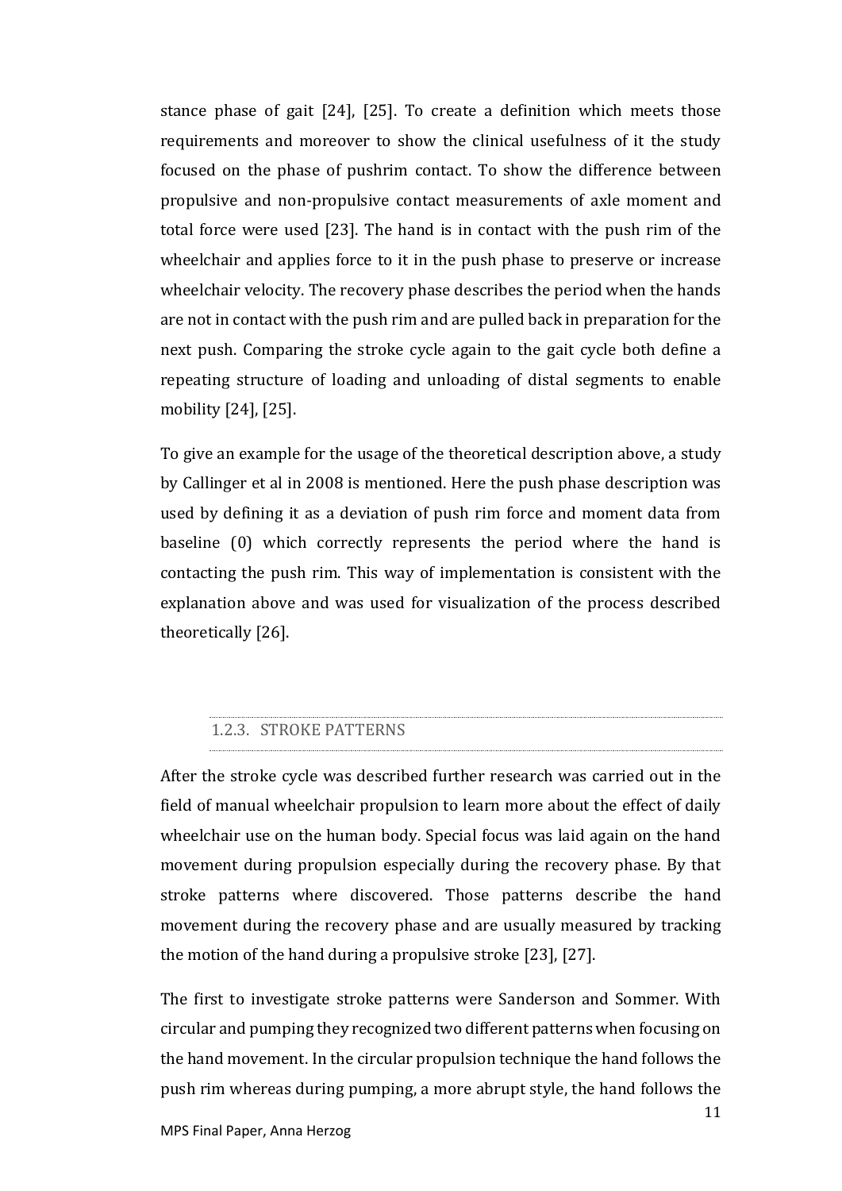stance phase of gait [24], [25]. To create a definition which meets those requirements and moreover to show the clinical usefulness of it the study focused on the phase of pushrim contact. To show the difference between propulsive and non-propulsive contact measurements of axle moment and total force were used [23]. The hand is in contact with the push rim of the wheelchair and applies force to it in the push phase to preserve or increase wheelchair velocity. The recovery phase describes the period when the hands are not in contact with the push rim and are pulled back in preparation for the next push. Comparing the stroke cycle again to the gait cycle both define a repeating structure of loading and unloading of distal segments to enable mobility [24], [25].

To give an example for the usage of the theoretical description above, a study by Callinger et al in 2008 is mentioned. Here the push phase description was used by defining it as a deviation of push rim force and moment data from baseline (0) which correctly represents the period where the hand is contacting the push rim. This way of implementation is consistent with the explanation above and was used for visualization of the process described theoretically [26].

### 1.2.3. STROKE PATTERNS

After the stroke cycle was described further research was carried out in the field of manual wheelchair propulsion to learn more about the effect of daily wheelchair use on the human body. Special focus was laid again on the hand movement during propulsion especially during the recovery phase. By that stroke patterns where discovered. Those patterns describe the hand movement during the recovery phase and are usually measured by tracking the motion of the hand during a propulsive stroke [23], [27].

The first to investigate stroke patterns were Sanderson and Sommer. With circular and pumping they recognized two different patterns when focusing on the hand movement. In the circular propulsion technique the hand follows the push rim whereas during pumping, a more abrupt style, the hand follows the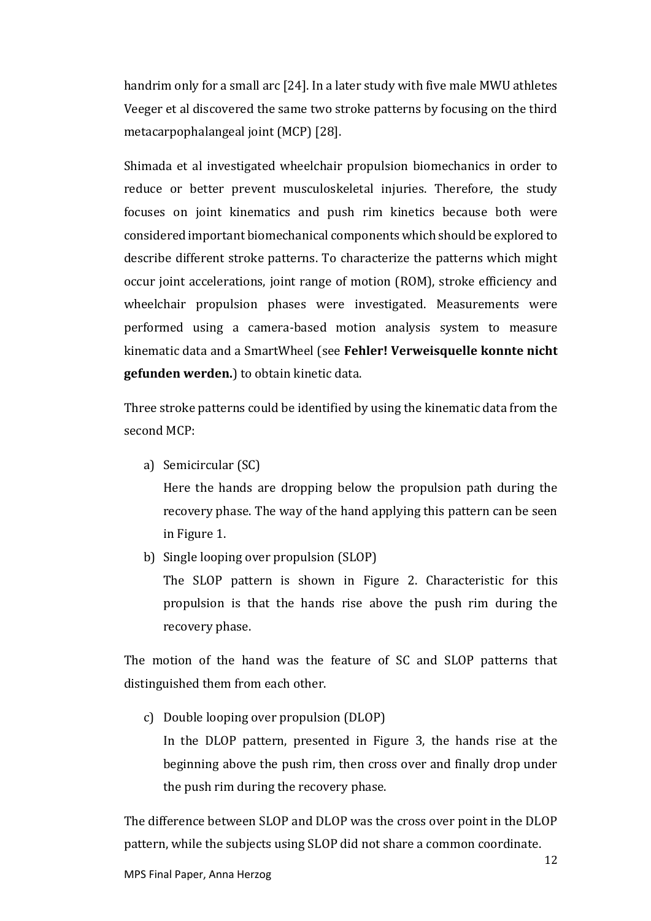handrim only for a small arc [24]. In a later study with five male MWU athletes Veeger et al discovered the same two stroke patterns by focusing on the third metacarpophalangeal joint (MCP) [28].

Shimada et al investigated wheelchair propulsion biomechanics in order to reduce or better prevent musculoskeletal injuries. Therefore, the study focuses on joint kinematics and push rim kinetics because both were considered important biomechanical components which should be explored to describe different stroke patterns. To characterize the patterns which might occur joint accelerations, joint range of motion (ROM), stroke efficiency and wheelchair propulsion phases were investigated. Measurements were performed using a camera-based motion analysis system to measure kinematic data and a SmartWheel (see **Fehler! Verweisquelle konnte nicht gefunden werden.**) to obtain kinetic data.

Three stroke patterns could be identified by using the kinematic data from the second MCP:

a) Semicircular (SC)
   Here the hands are dropping below the propulsion path during the recovery phase. The way of the hand applying this pattern can be seen in Figure 1.
b) Single looping over propulsion (SLOP)
   The SLOP pattern is shown in Figure 2. Characteristic for this propulsion is that the hands rise above the push rim during the recovery phase.

The motion of the hand was the feature of SC and SLOP patterns that distinguished them from each other.

c) Double looping over propulsion (DLOP)
   In the DLOP pattern, presented in Figure 3, the hands rise at the beginning above the push rim, then cross over and finally drop under the push rim during the recovery phase.

The difference between SLOP and DLOP was the cross over point in the DLOP pattern, while the subjects using SLOP did not share a common coordinate.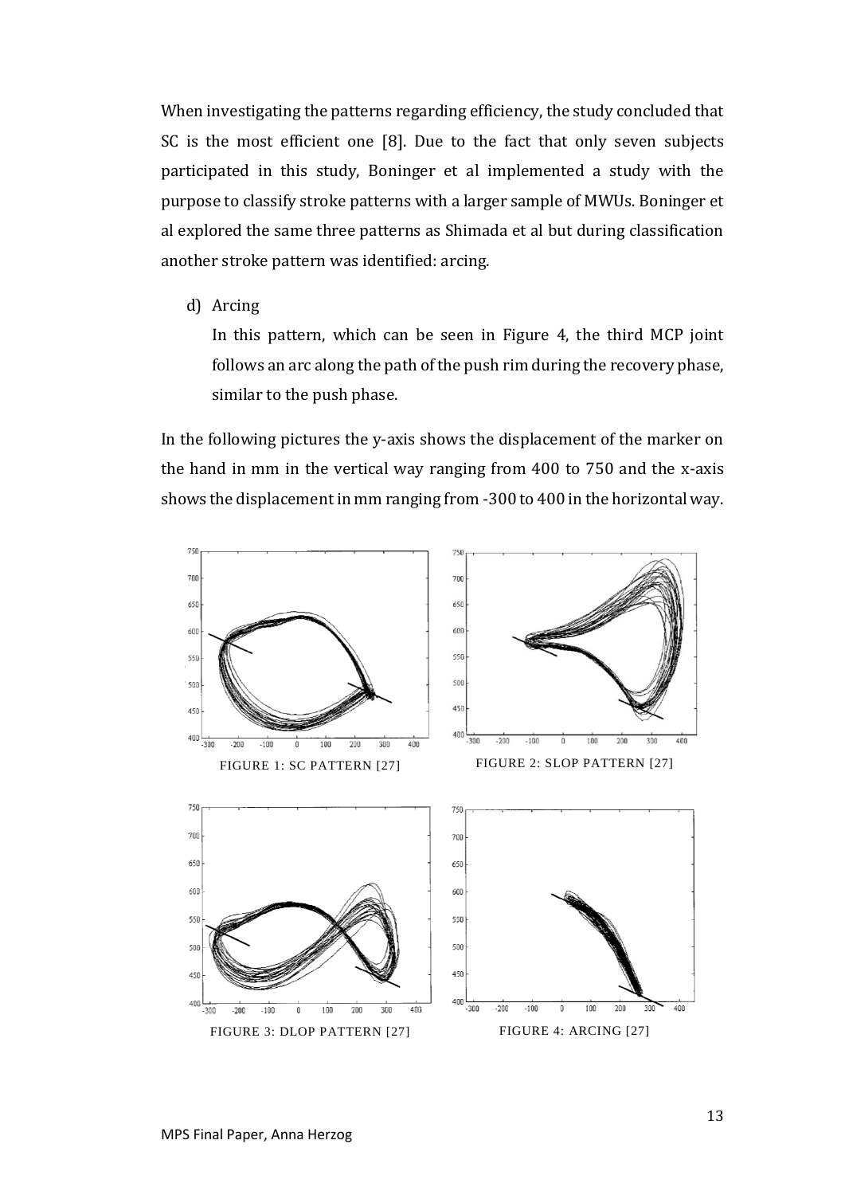When investigating the patterns regarding efficiency, the study concluded that SC is the most efficient one [8]. Due to the fact that only seven subjects participated in this study, Boninger et al implemented a study with the purpose to classify stroke patterns with a larger sample of MWUs. Boninger et al explored the same three patterns as Shimada et al but during classification another stroke pattern was identified: arcing.

d) Arcing

   In this pattern, which can be seen in Figure 4, the third MCP joint follows an arc along the path of the push rim during the recovery phase, similar to the push phase.

In the following pictures the y-axis shows the displacement of the marker on the hand in mm in the vertical way ranging from 400 to 750 and the x-axis shows the displacement in mm ranging from -300 to 400 in the horizontal way.

FIGURE 1: SC PATTERN [27]

FIGURE 2: SLOP PATTERN [27]

FIGURE 3: DLOP PATTERN [27]

FIGURE 4: ARCING [27]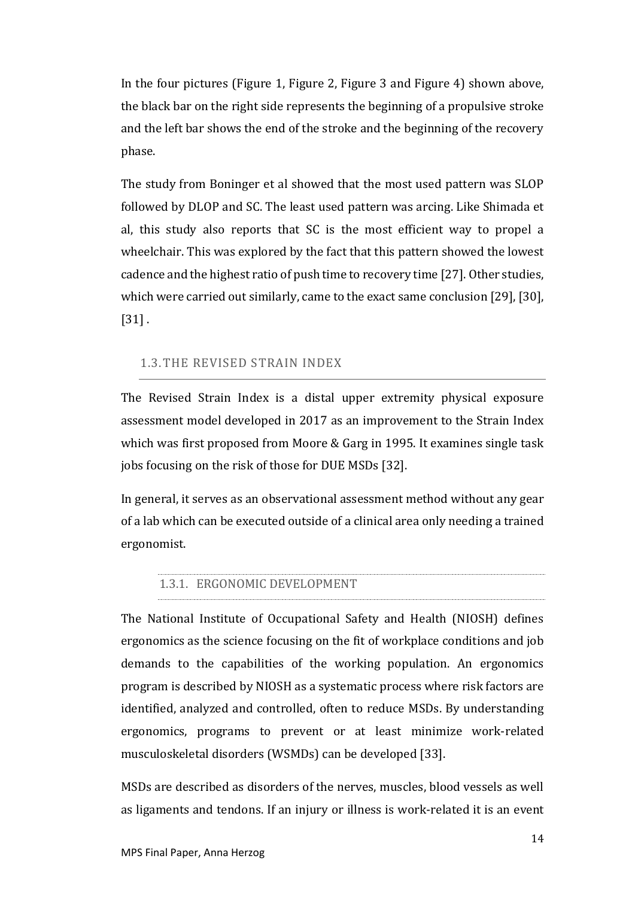In the four pictures (Figure 1, Figure 2, Figure 3 and Figure 4) shown above, the black bar on the right side represents the beginning of a propulsive stroke and the left bar shows the end of the stroke and the beginning of the recovery phase.

The study from Boninger et al showed that the most used pattern was SLOP followed by DLOP and SC. The least used pattern was arcing. Like Shimada et al, this study also reports that SC is the most efficient way to propel a wheelchair. This was explored by the fact that this pattern showed the lowest cadence and the highest ratio of push time to recovery time [27]. Other studies, which were carried out similarly, came to the exact same conclusion [29], [30], [31] .

## 1.3. THE REVISED STRAIN INDEX

The Revised Strain Index is a distal upper extremity physical exposure assessment model developed in 2017 as an improvement to the Strain Index which was first proposed from Moore & Garg in 1995. It examines single task jobs focusing on the risk of those for DUE MSDs [32].

In general, it serves as an observational assessment method without any gear of a lab which can be executed outside of a clinical area only needing a trained ergonomist.

### 1.3.1. ERGONOMIC DEVELOPMENT

The National Institute of Occupational Safety and Health (NIOSH) defines ergonomics as the science focusing on the fit of workplace conditions and job demands to the capabilities of the working population. An ergonomics program is described by NIOSH as a systematic process where risk factors are identified, analyzed and controlled, often to reduce MSDs. By understanding ergonomics, programs to prevent or at least minimize work-related musculoskeletal disorders (WSMDs) can be developed [33].

MSDs are described as disorders of the nerves, muscles, blood vessels as well as ligaments and tendons. If an injury or illness is work-related it is an event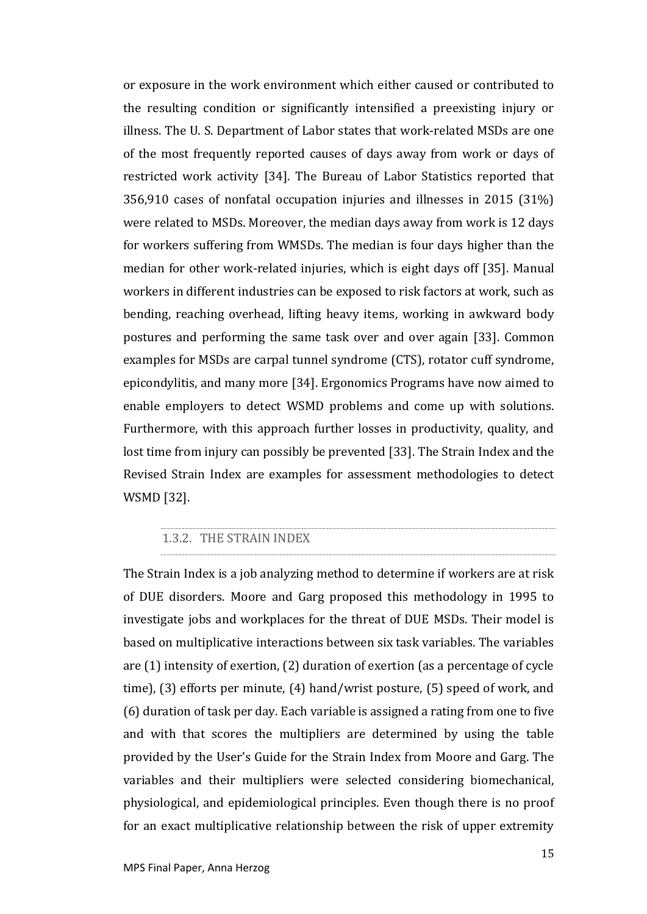or exposure in the work environment which either caused or contributed to the resulting condition or significantly intensified a preexisting injury or illness. The U. S. Department of Labor states that work-related MSDs are one of the most frequently reported causes of days away from work or days of restricted work activity [34]. The Bureau of Labor Statistics reported that 356,910 cases of nonfatal occupation injuries and illnesses in 2015 (31%) were related to MSDs. Moreover, the median days away from work is 12 days for workers suffering from WMSDs. The median is four days higher than the median for other work-related injuries, which is eight days off [35]. Manual workers in different industries can be exposed to risk factors at work, such as bending, reaching overhead, lifting heavy items, working in awkward body postures and performing the same task over and over again [33]. Common examples for MSDs are carpal tunnel syndrome (CTS), rotator cuff syndrome, epicondylitis, and many more [34]. Ergonomics Programs have now aimed to enable employers to detect WSMD problems and come up with solutions. Furthermore, with this approach further losses in productivity, quality, and lost time from injury can possibly be prevented [33]. The Strain Index and the Revised Strain Index are examples for assessment methodologies to detect WSMD [32].

### 1.3.2. THE STRAIN INDEX

The Strain Index is a job analyzing method to determine if workers are at risk of DUE disorders. Moore and Garg proposed this methodology in 1995 to investigate jobs and workplaces for the threat of DUE MSDs. Their model is based on multiplicative interactions between six task variables. The variables are (1) intensity of exertion, (2) duration of exertion (as a percentage of cycle time), (3) efforts per minute, (4) hand/wrist posture, (5) speed of work, and (6) duration of task per day. Each variable is assigned a rating from one to five and with that scores the multipliers are determined by using the table provided by the User's Guide for the Strain Index from Moore and Garg. The variables and their multipliers were selected considering biomechanical, physiological, and epidemiological principles. Even though there is no proof for an exact multiplicative relationship between the risk of upper extremity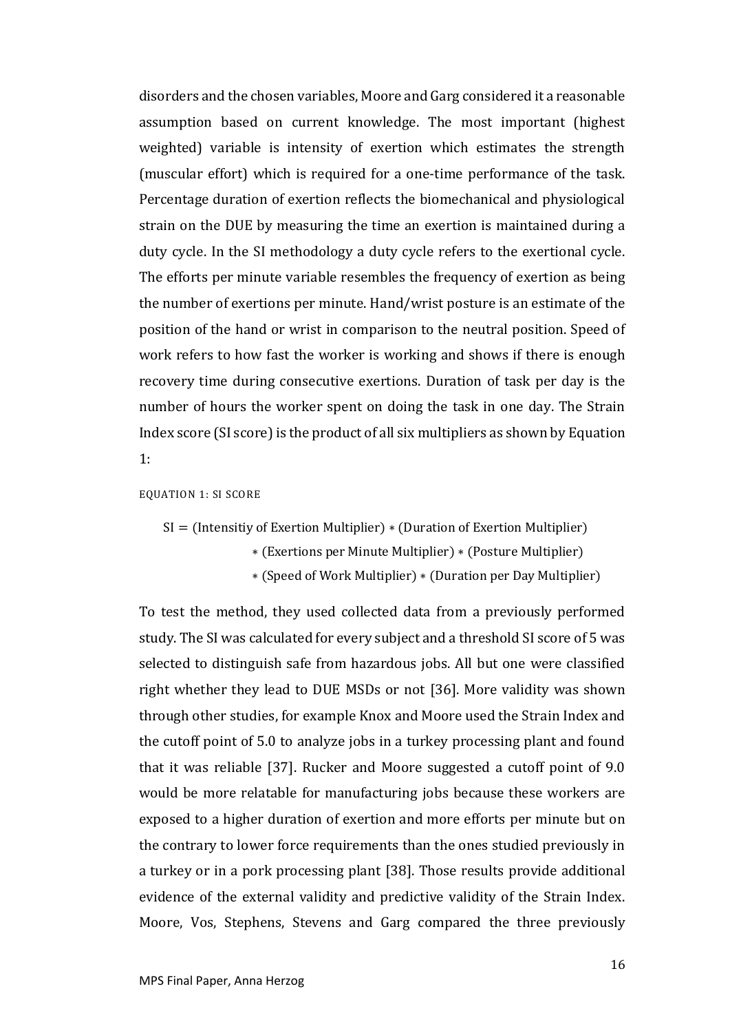disorders and the chosen variables, Moore and Garg considered it a reasonable assumption based on current knowledge. The most important (highest weighted) variable is intensity of exertion which estimates the strength (muscular effort) which is required for a one-time performance of the task. Percentage duration of exertion reflects the biomechanical and physiological strain on the DUE by measuring the time an exertion is maintained during a duty cycle. In the SI methodology a duty cycle refers to the exertional cycle. The efforts per minute variable resembles the frequency of exertion as being the number of exertions per minute. Hand/wrist posture is an estimate of the position of the hand or wrist in comparison to the neutral position. Speed of work refers to how fast the worker is working and shows if there is enough recovery time during consecutive exertions. Duration of task per day is the number of hours the worker spent on doing the task in one day. The Strain Index score (SI score) is the product of all six multipliers as shown by Equation 1:

EQUATION 1: SI SCORE

$$
\begin{aligned}
\mathrm{SI} = {} & (\text{Intensitiy of Exertion Multiplier}) * (\text{Duration of Exertion Multiplier}) \\
& * (\text{Exertions per Minute Multiplier}) * (\text{Posture Multiplier}) \\
& * (\text{Speed of Work Multiplier}) * (\text{Duration per Day Multiplier})
\end{aligned}
$$

To test the method, they used collected data from a previously performed study. The SI was calculated for every subject and a threshold SI score of 5 was selected to distinguish safe from hazardous jobs. All but one were classified right whether they lead to DUE MSDs or not [36]. More validity was shown through other studies, for example Knox and Moore used the Strain Index and the cutoff point of 5.0 to analyze jobs in a turkey processing plant and found that it was reliable [37]. Rucker and Moore suggested a cutoff point of 9.0 would be more relatable for manufacturing jobs because these workers are exposed to a higher duration of exertion and more efforts per minute but on the contrary to lower force requirements than the ones studied previously in a turkey or in a pork processing plant [38]. Those results provide additional evidence of the external validity and predictive validity of the Strain Index. Moore, Vos, Stephens, Stevens and Garg compared the three previously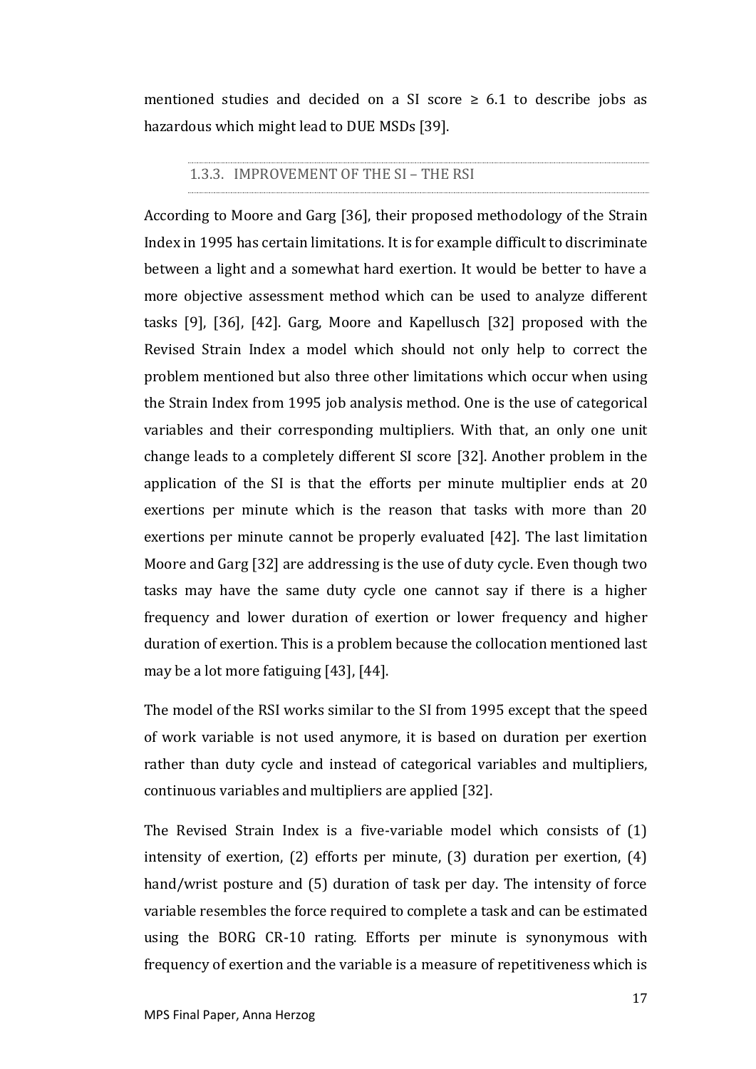mentioned studies and decided on a SI score $\geq 6.1$ to describe jobs as hazardous which might lead to DUE MSDs [39].

### 1.3.3. IMPROVEMENT OF THE SI – THE RSI

According to Moore and Garg [36], their proposed methodology of the Strain Index in 1995 has certain limitations. It is for example difficult to discriminate between a light and a somewhat hard exertion. It would be better to have a more objective assessment method which can be used to analyze different tasks [9], [36], [42]. Garg, Moore and Kapellusch [32] proposed with the Revised Strain Index a model which should not only help to correct the problem mentioned but also three other limitations which occur when using the Strain Index from 1995 job analysis method. One is the use of categorical variables and their corresponding multipliers. With that, an only one unit change leads to a completely different SI score [32]. Another problem in the application of the SI is that the efforts per minute multiplier ends at 20 exertions per minute which is the reason that tasks with more than 20 exertions per minute cannot be properly evaluated [42]. The last limitation Moore and Garg [32] are addressing is the use of duty cycle. Even though two tasks may have the same duty cycle one cannot say if there is a higher frequency and lower duration of exertion or lower frequency and higher duration of exertion. This is a problem because the collocation mentioned last may be a lot more fatiguing [43], [44].

The model of the RSI works similar to the SI from 1995 except that the speed of work variable is not used anymore, it is based on duration per exertion rather than duty cycle and instead of categorical variables and multipliers, continuous variables and multipliers are applied [32].

The Revised Strain Index is a five-variable model which consists of (1) intensity of exertion, (2) efforts per minute, (3) duration per exertion, (4) hand/wrist posture and (5) duration of task per day. The intensity of force variable resembles the force required to complete a task and can be estimated using the BORG CR-10 rating. Efforts per minute is synonymous with frequency of exertion and the variable is a measure of repetitiveness which is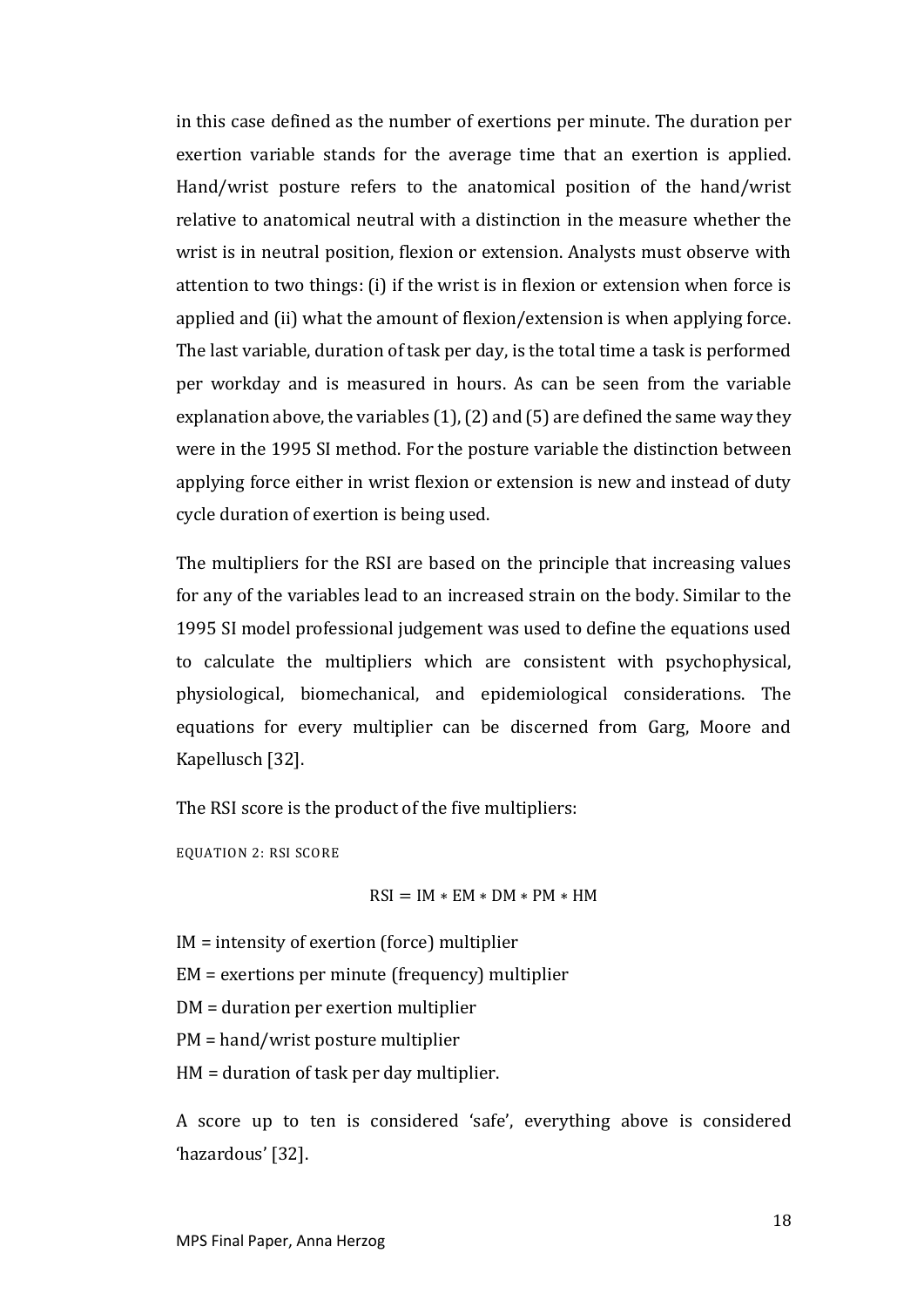in this case defined as the number of exertions per minute. The duration per exertion variable stands for the average time that an exertion is applied. Hand/wrist posture refers to the anatomical position of the hand/wrist relative to anatomical neutral with a distinction in the measure whether the wrist is in neutral position, flexion or extension. Analysts must observe with attention to two things: (i) if the wrist is in flexion or extension when force is applied and (ii) what the amount of flexion/extension is when applying force. The last variable, duration of task per day, is the total time a task is performed per workday and is measured in hours. As can be seen from the variable explanation above, the variables (1), (2) and (5) are defined the same way they were in the 1995 SI method. For the posture variable the distinction between applying force either in wrist flexion or extension is new and instead of duty cycle duration of exertion is being used.

The multipliers for the RSI are based on the principle that increasing values for any of the variables lead to an increased strain on the body. Similar to the 1995 SI model professional judgement was used to define the equations used to calculate the multipliers which are consistent with psychophysical, physiological, biomechanical, and epidemiological considerations. The equations for every multiplier can be discerned from Garg, Moore and Kapellusch [32].

The RSI score is the product of the five multipliers:

EQUATION 2: RSI SCORE

$$\mathrm{RSI} = \mathrm{IM} * \mathrm{EM} * \mathrm{DM} * \mathrm{PM} * \mathrm{HM}$$

IM = intensity of exertion (force) multiplier

EM = exertions per minute (frequency) multiplier

DM = duration per exertion multiplier

PM = hand/wrist posture multiplier

HM = duration of task per day multiplier.

A score up to ten is considered 'safe', everything above is considered 'hazardous' [32].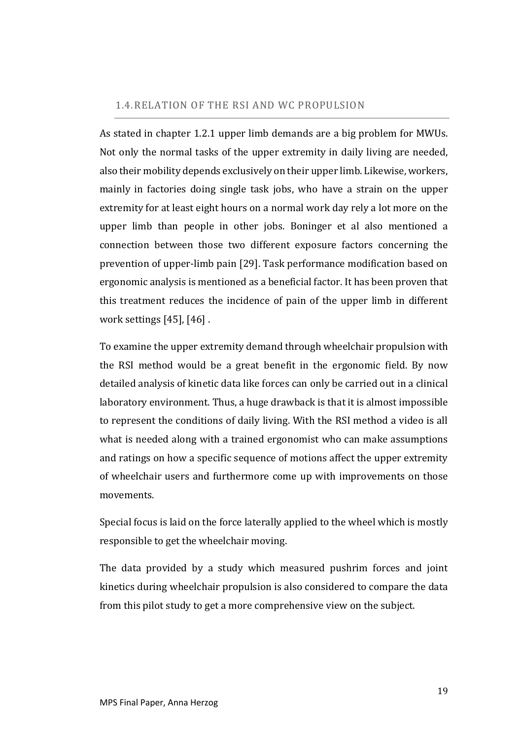## 1.4. RELATION OF THE RSI AND WC PROPULSION

As stated in chapter 1.2.1 upper limb demands are a big problem for MWUs. Not only the normal tasks of the upper extremity in daily living are needed, also their mobility depends exclusively on their upper limb. Likewise, workers, mainly in factories doing single task jobs, who have a strain on the upper extremity for at least eight hours on a normal work day rely a lot more on the upper limb than people in other jobs. Boninger et al also mentioned a connection between those two different exposure factors concerning the prevention of upper-limb pain [29]. Task performance modification based on ergonomic analysis is mentioned as a beneficial factor. It has been proven that this treatment reduces the incidence of pain of the upper limb in different work settings [45], [46] .

To examine the upper extremity demand through wheelchair propulsion with the RSI method would be a great benefit in the ergonomic field. By now detailed analysis of kinetic data like forces can only be carried out in a clinical laboratory environment. Thus, a huge drawback is that it is almost impossible to represent the conditions of daily living. With the RSI method a video is all what is needed along with a trained ergonomist who can make assumptions and ratings on how a specific sequence of motions affect the upper extremity of wheelchair users and furthermore come up with improvements on those movements.

Special focus is laid on the force laterally applied to the wheel which is mostly responsible to get the wheelchair moving.

The data provided by a study which measured pushrim forces and joint kinetics during wheelchair propulsion is also considered to compare the data from this pilot study to get a more comprehensive view on the subject.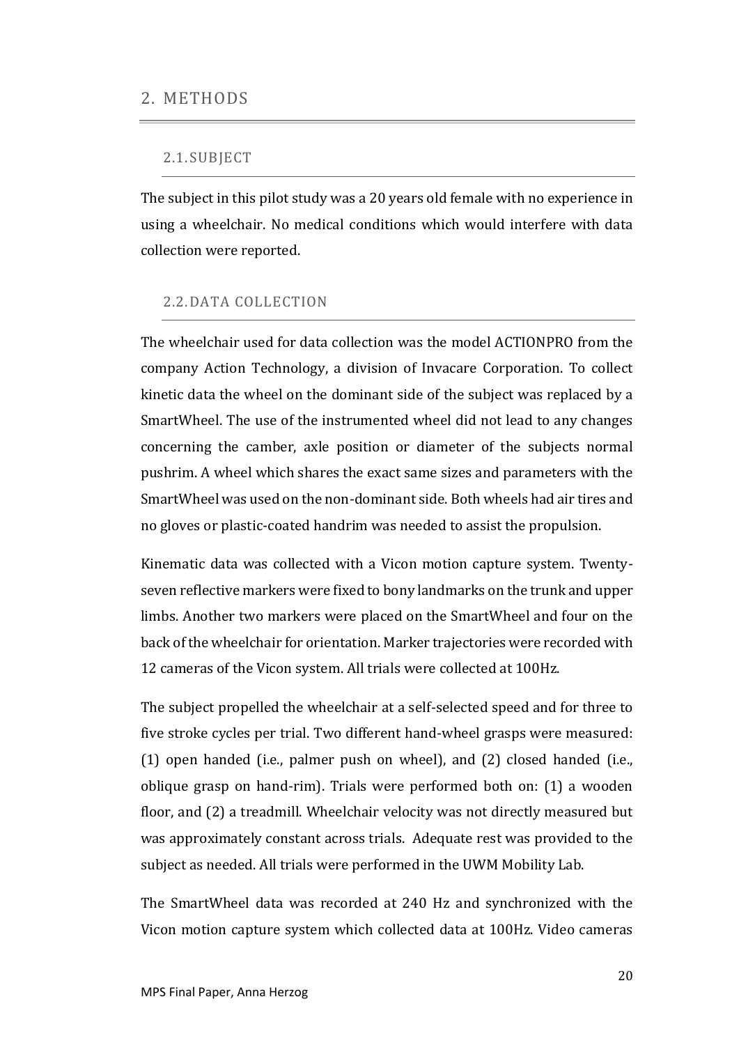# 2. METHODS

## 2.1. SUBJECT

The subject in this pilot study was a 20 years old female with no experience in using a wheelchair. No medical conditions which would interfere with data collection were reported.

## 2.2. DATA COLLECTION

The wheelchair used for data collection was the model ACTIONPRO from the company Action Technology, a division of Invacare Corporation. To collect kinetic data the wheel on the dominant side of the subject was replaced by a SmartWheel. The use of the instrumented wheel did not lead to any changes concerning the camber, axle position or diameter of the subjects normal pushrim. A wheel which shares the exact same sizes and parameters with the SmartWheel was used on the non-dominant side. Both wheels had air tires and no gloves or plastic-coated handrim was needed to assist the propulsion.

Kinematic data was collected with a Vicon motion capture system. Twenty-seven reflective markers were fixed to bony landmarks on the trunk and upper limbs. Another two markers were placed on the SmartWheel and four on the back of the wheelchair for orientation. Marker trajectories were recorded with 12 cameras of the Vicon system. All trials were collected at 100Hz.

The subject propelled the wheelchair at a self-selected speed and for three to five stroke cycles per trial. Two different hand-wheel grasps were measured: (1) open handed (i.e., palmer push on wheel), and (2) closed handed (i.e., oblique grasp on hand-rim). Trials were performed both on: (1) a wooden floor, and (2) a treadmill. Wheelchair velocity was not directly measured but was approximately constant across trials. Adequate rest was provided to the subject as needed. All trials were performed in the UWM Mobility Lab.

The SmartWheel data was recorded at 240 Hz and synchronized with the Vicon motion capture system which collected data at 100Hz. Video cameras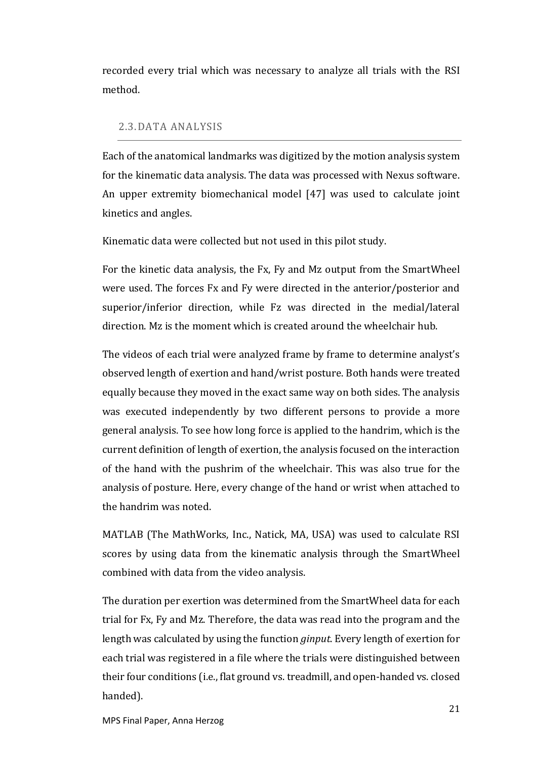recorded every trial which was necessary to analyze all trials with the RSI method.

## 2.3. DATA ANALYSIS

Each of the anatomical landmarks was digitized by the motion analysis system for the kinematic data analysis. The data was processed with Nexus software. An upper extremity biomechanical model [47] was used to calculate joint kinetics and angles.

Kinematic data were collected but not used in this pilot study.

For the kinetic data analysis, the Fx, Fy and Mz output from the SmartWheel were used. The forces Fx and Fy were directed in the anterior/posterior and superior/inferior direction, while Fz was directed in the medial/lateral direction. Mz is the moment which is created around the wheelchair hub.

The videos of each trial were analyzed frame by frame to determine analyst's observed length of exertion and hand/wrist posture. Both hands were treated equally because they moved in the exact same way on both sides. The analysis was executed independently by two different persons to provide a more general analysis. To see how long force is applied to the handrim, which is the current definition of length of exertion, the analysis focused on the interaction of the hand with the pushrim of the wheelchair. This was also true for the analysis of posture. Here, every change of the hand or wrist when attached to the handrim was noted.

MATLAB (The MathWorks, Inc., Natick, MA, USA) was used to calculate RSI scores by using data from the kinematic analysis through the SmartWheel combined with data from the video analysis.

The duration per exertion was determined from the SmartWheel data for each trial for Fx, Fy and Mz. Therefore, the data was read into the program and the length was calculated by using the function *ginput*. Every length of exertion for each trial was registered in a file where the trials were distinguished between their four conditions (i.e., flat ground vs. treadmill, and open-handed vs. closed handed).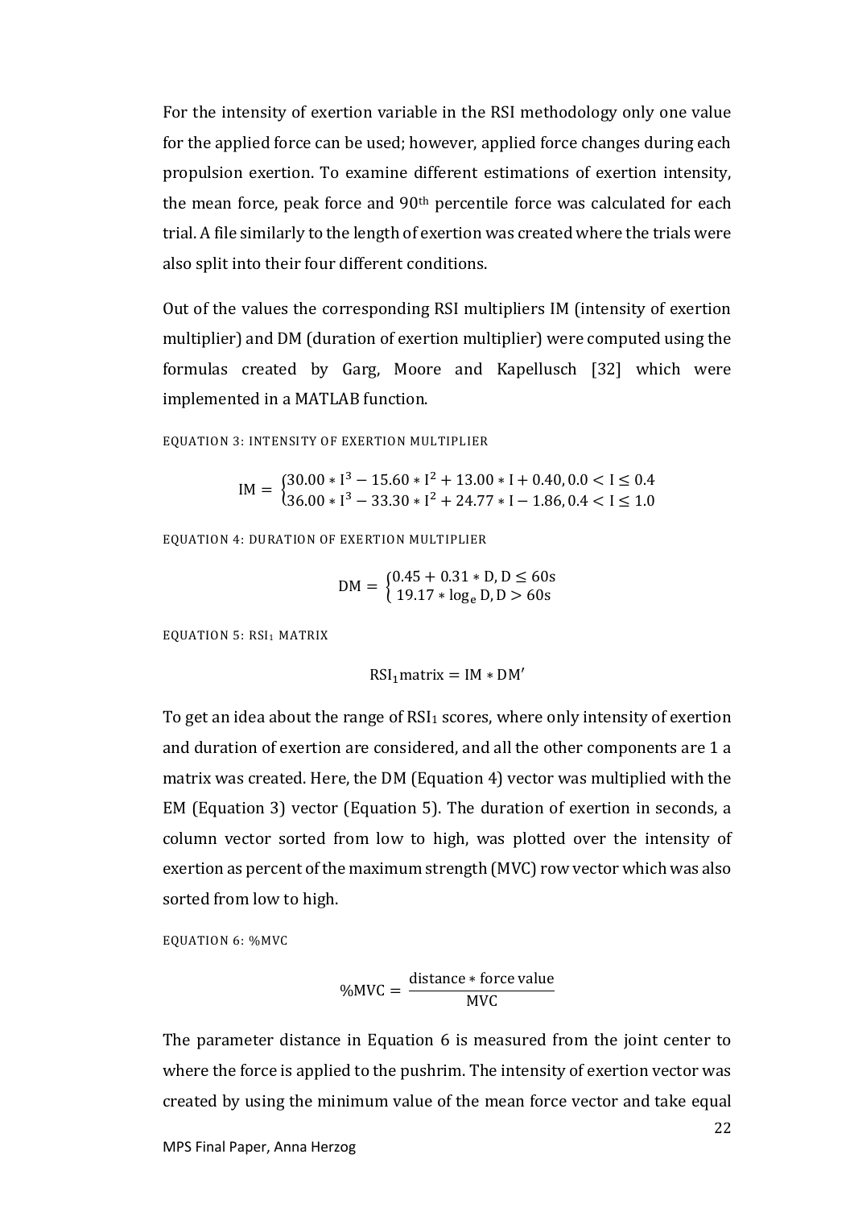For the intensity of exertion variable in the RSI methodology only one value for the applied force can be used; however, applied force changes during each propulsion exertion. To examine different estimations of exertion intensity, the mean force, peak force and 90th percentile force was calculated for each trial. A file similarly to the length of exertion was created where the trials were also split into their four different conditions.

Out of the values the corresponding RSI multipliers IM (intensity of exertion multiplier) and DM (duration of exertion multiplier) were computed using the formulas created by Garg, Moore and Kapellusch [32] which were implemented in a MATLAB function.

EQUATION 3: INTENSITY OF EXERTION MULTIPLIER

$$\mathrm{IM} = \begin{cases} 30.00 * \mathrm{I}^3 - 15.60 * \mathrm{I}^2 + 13.00 * \mathrm{I} + 0.40, 0.0 < \mathrm{I} \leq 0.4 \\ 36.00 * \mathrm{I}^3 - 33.30 * \mathrm{I}^2 + 24.77 * \mathrm{I} - 1.86, 0.4 < \mathrm{I} \leq 1.0 \end{cases}$$

EQUATION 4: DURATION OF EXERTION MULTIPLIER

$$\mathrm{DM} = \begin{cases} 0.45 + 0.31 * \mathrm{D}, \mathrm{D} \leq 60\mathrm{s} \\ 19.17 * \log_e \mathrm{D}, \mathrm{D} > 60\mathrm{s} \end{cases}$$

EQUATION 5: $RSI_1$ MATRIX

$$\mathrm{RSI_1 matrix} = \mathrm{IM} * \mathrm{DM}'$$

To get an idea about the range of $RSI_1$ scores, where only intensity of exertion and duration of exertion are considered, and all the other components are 1 a matrix was created. Here, the DM (Equation 4) vector was multiplied with the EM (Equation 3) vector (Equation 5). The duration of exertion in seconds, a column vector sorted from low to high, was plotted over the intensity of exertion as percent of the maximum strength (MVC) row vector which was also sorted from low to high.

EQUATION 6: %MVC

$$\%\mathrm{MVC} = \frac{\mathrm{distance} * \mathrm{force\ value}}{\mathrm{MVC}}$$

The parameter distance in Equation 6 is measured from the joint center to where the force is applied to the pushrim. The intensity of exertion vector was created by using the minimum value of the mean force vector and take equal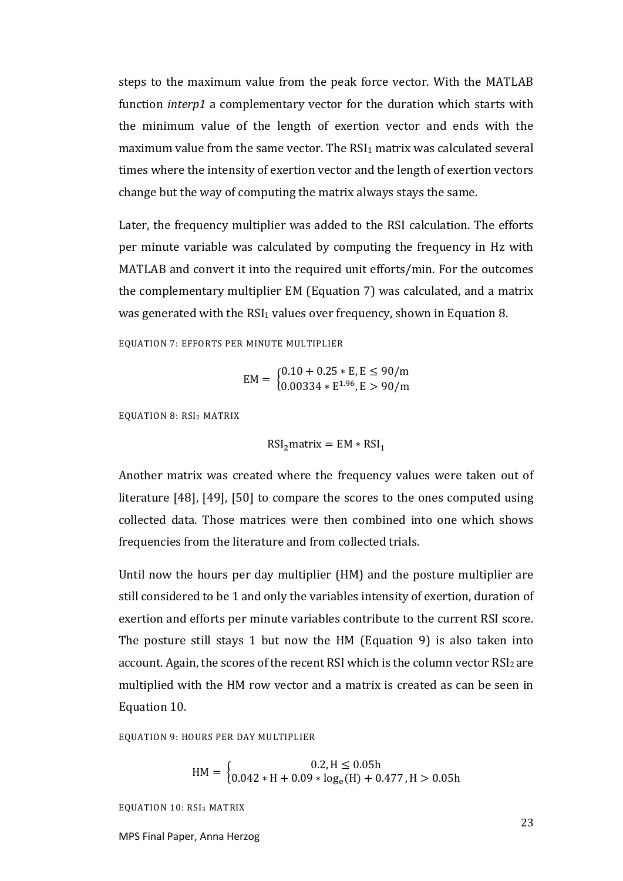steps to the maximum value from the peak force vector. With the MATLAB function *interp1* a complementary vector for the duration which starts with the minimum value of the length of exertion vector and ends with the maximum value from the same vector. The $RSI_1$ matrix was calculated several times where the intensity of exertion vector and the length of exertion vectors change but the way of computing the matrix always stays the same.

Later, the frequency multiplier was added to the RSI calculation. The efforts per minute variable was calculated by computing the frequency in Hz with MATLAB and convert it into the required unit efforts/min. For the outcomes the complementary multiplier EM (Equation 7) was calculated, and a matrix was generated with the $RSI_1$ values over frequency, shown in Equation 8.

EQUATION 7: EFFORTS PER MINUTE MULTIPLIER

$$\mathrm{EM} = \begin{cases} 0.10 + 0.25 * \mathrm{E}, \mathrm{E} \leq 90/\mathrm{m} \\ 0.00334 * \mathrm{E}^{1.96}, \mathrm{E} > 90/\mathrm{m} \end{cases}$$

EQUATION 8: $RSI_2$ MATRIX

$$\mathrm{RSI_2 matrix} = \mathrm{EM} * \mathrm{RSI_1}$$

Another matrix was created where the frequency values were taken out of literature [48], [49], [50] to compare the scores to the ones computed using collected data. Those matrices were then combined into one which shows frequencies from the literature and from collected trials.

Until now the hours per day multiplier (HM) and the posture multiplier are still considered to be 1 and only the variables intensity of exertion, duration of exertion and efforts per minute variables contribute to the current RSI score. The posture still stays 1 but now the HM (Equation 9) is also taken into account. Again, the scores of the recent RSI which is the column vector $RSI_2$ are multiplied with the HM row vector and a matrix is created as can be seen in Equation 10.

EQUATION 9: HOURS PER DAY MULTIPLIER

$$\mathrm{HM} = \begin{cases} 0.2, \mathrm{H} \leq 0.05\mathrm{h} \\ 0.042 * \mathrm{H} + 0.09 * \log_e(\mathrm{H}) + 0.477, \mathrm{H} > 0.05\mathrm{h} \end{cases}$$

EQUATION 10: $RSI_3$ MATRIX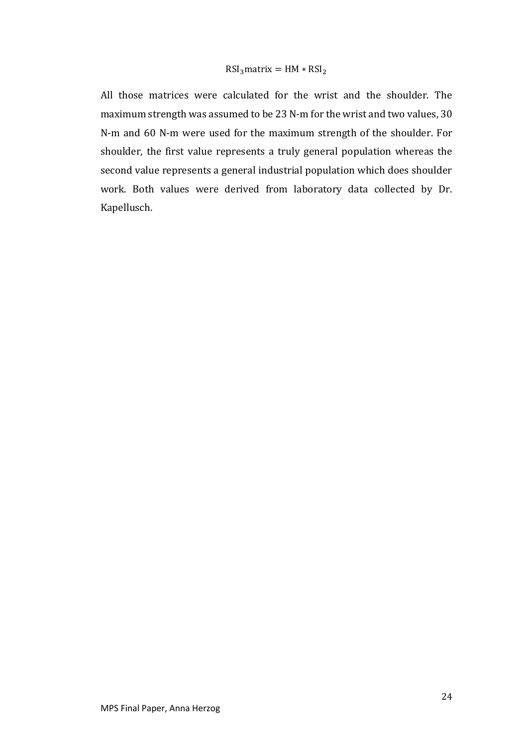$$\text{RSI}_3\text{matrix} = \text{HM} * \text{RSI}_2$$

All those matrices were calculated for the wrist and the shoulder. The maximum strength was assumed to be 23 N-m for the wrist and two values, 30 N-m and 60 N-m were used for the maximum strength of the shoulder. For shoulder, the first value represents a truly general population whereas the second value represents a general industrial population which does shoulder work. Both values were derived from laboratory data collected by Dr. Kapellusch.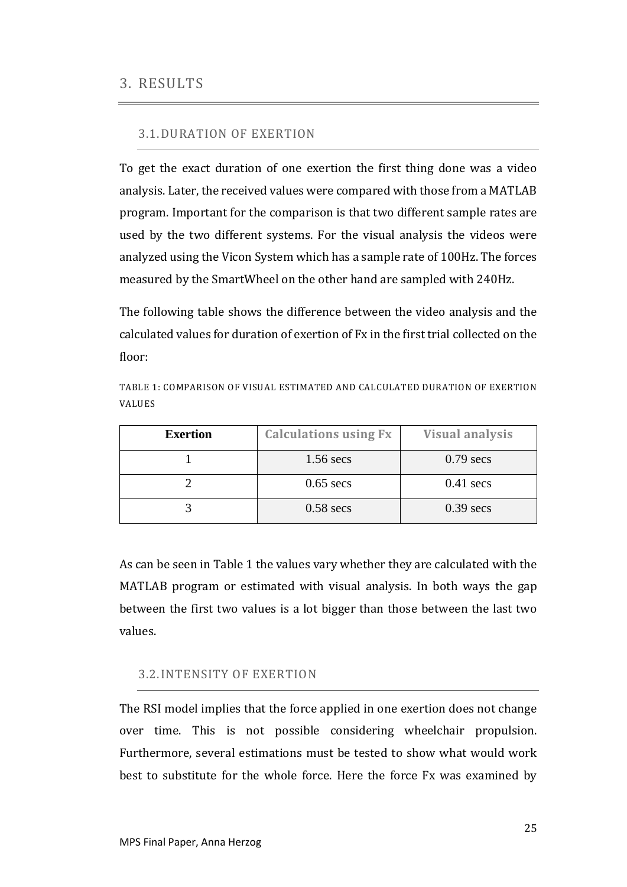# 3. RESULTS

## 3.1. DURATION OF EXERTION

To get the exact duration of one exertion the first thing done was a video analysis. Later, the received values were compared with those from a MATLAB program. Important for the comparison is that two different sample rates are used by the two different systems. For the visual analysis the videos were analyzed using the Vicon System which has a sample rate of 100Hz. The forces measured by the SmartWheel on the other hand are sampled with 240Hz.

The following table shows the difference between the video analysis and the calculated values for duration of exertion of Fx in the first trial collected on the floor:

TABLE 1: COMPARISON OF VISUAL ESTIMATED AND CALCULATED DURATION OF EXERTION VALUES

| Exertion | Calculations using Fx | Visual analysis |
|---|---|---|
| 1 | 1.56 secs | 0.79 secs |
| 2 | 0.65 secs | 0.41 secs |
| 3 | 0.58 secs | 0.39 secs |

As can be seen in Table 1 the values vary whether they are calculated with the MATLAB program or estimated with visual analysis. In both ways the gap between the first two values is a lot bigger than those between the last two values.

## 3.2. INTENSITY OF EXERTION

The RSI model implies that the force applied in one exertion does not change over time. This is not possible considering wheelchair propulsion. Furthermore, several estimations must be tested to show what would work best to substitute for the whole force. Here the force Fx was examined by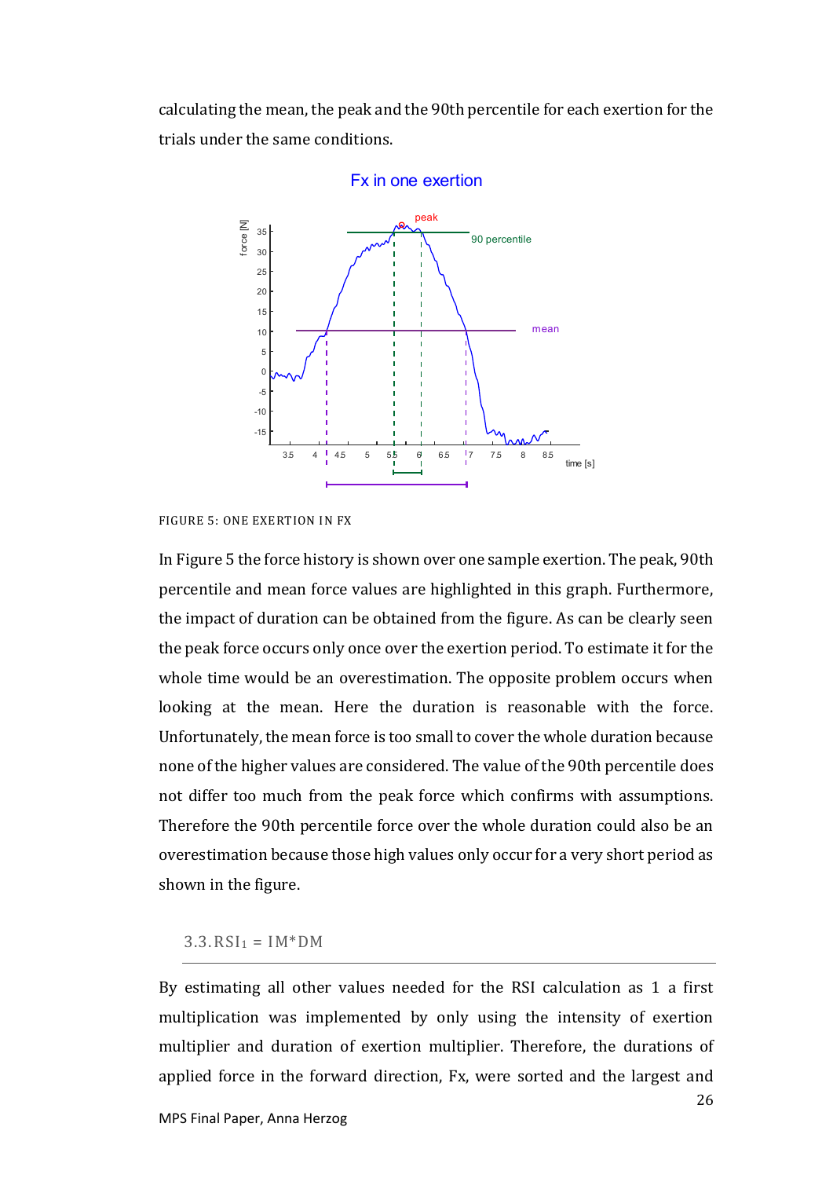calculating the mean, the peak and the 90th percentile for each exertion for the trials under the same conditions.

FIGURE 5: ONE EXERTION IN FX

In Figure 5 the force history is shown over one sample exertion. The peak, 90th percentile and mean force values are highlighted in this graph. Furthermore, the impact of duration can be obtained from the figure. As can be clearly seen the peak force occurs only once over the exertion period. To estimate it for the whole time would be an overestimation. The opposite problem occurs when looking at the mean. Here the duration is reasonable with the force. Unfortunately, the mean force is too small to cover the whole duration because none of the higher values are considered. The value of the 90th percentile does not differ too much from the peak force which confirms with assumptions. Therefore the 90th percentile force over the whole duration could also be an overestimation because those high values only occur for a very short period as shown in the figure.

## 3.3. $RSI_1$ = IM*DM

By estimating all other values needed for the RSI calculation as 1 a first multiplication was implemented by only using the intensity of exertion multiplier and duration of exertion multiplier. Therefore, the durations of applied force in the forward direction, Fx, were sorted and the largest and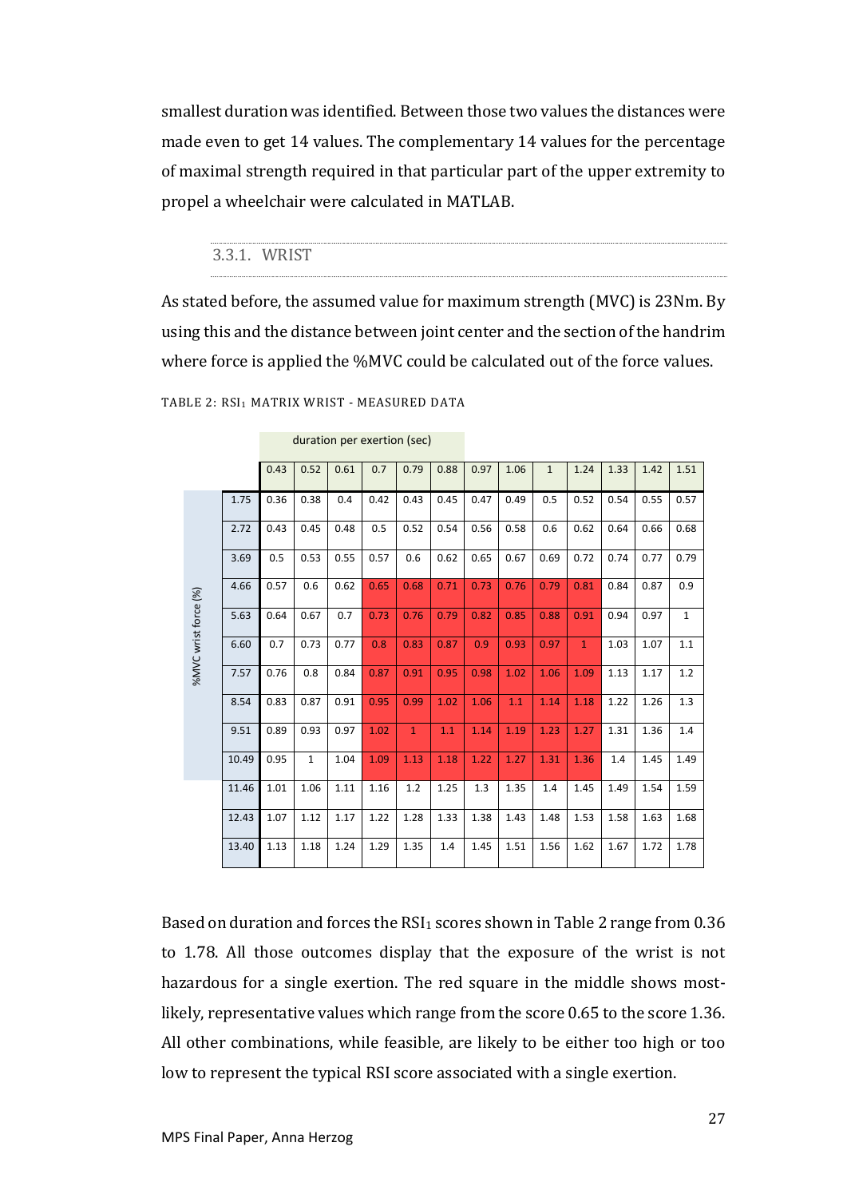smallest duration was identified. Between those two values the distances were made even to get 14 values. The complementary 14 values for the percentage of maximal strength required in that particular part of the upper extremity to propel a wheelchair were calculated in MATLAB.

### 3.3.1. WRIST

As stated before, the assumed value for maximum strength (MVC) is 23Nm. By using this and the distance between joint center and the section of the handrim where force is applied the %MVC could be calculated out of the force values.

TABLE 2: $RSI_1$ MATRIX WRIST - MEASURED DATA

| %MVC wrist force (%) \ duration per exertion (sec) | 0.43 | 0.52 | 0.61 | 0.7 | 0.79 | 0.88 | 0.97 | 1.06 | 1 | 1.24 | 1.33 | 1.42 | 1.51 |
|---|---|---|---|---|---|---|---|---|---|---|---|---|---|
| 1.75 | 0.36 | 0.38 | 0.4 | 0.42 | 0.43 | 0.45 | 0.47 | 0.49 | 0.5 | 0.52 | 0.54 | 0.55 | 0.57 |
| 2.72 | 0.43 | 0.45 | 0.48 | 0.5 | 0.52 | 0.54 | 0.56 | 0.58 | 0.6 | 0.62 | 0.64 | 0.66 | 0.68 |
| 3.69 | 0.5 | 0.53 | 0.55 | 0.57 | 0.6 | 0.62 | 0.65 | 0.67 | 0.69 | 0.72 | 0.74 | 0.77 | 0.79 |
| 4.66 | 0.57 | 0.6 | 0.62 | 0.65 | 0.68 | 0.71 | 0.73 | 0.76 | 0.79 | 0.81 | 0.84 | 0.87 | 0.9 |
| 5.63 | 0.64 | 0.67 | 0.7 | 0.73 | 0.76 | 0.79 | 0.82 | 0.85 | 0.88 | 0.91 | 0.94 | 0.97 | 1 |
| 6.60 | 0.7 | 0.73 | 0.77 | 0.8 | 0.83 | 0.87 | 0.9 | 0.93 | 0.97 | 1 | 1.03 | 1.07 | 1.1 |
| 7.57 | 0.76 | 0.8 | 0.84 | 0.87 | 0.91 | 0.95 | 0.98 | 1.02 | 1.06 | 1.09 | 1.13 | 1.17 | 1.2 |
| 8.54 | 0.83 | 0.87 | 0.91 | 0.95 | 0.99 | 1.02 | 1.06 | 1.1 | 1.14 | 1.18 | 1.22 | 1.26 | 1.3 |
| 9.51 | 0.89 | 0.93 | 0.97 | 1.02 | 1 | 1.1 | 1.14 | 1.19 | 1.23 | 1.27 | 1.31 | 1.36 | 1.4 |
| 10.49 | 0.95 | 1 | 1.04 | 1.09 | 1.13 | 1.18 | 1.22 | 1.27 | 1.31 | 1.36 | 1.4 | 1.45 | 1.49 |
| 11.46 | 1.01 | 1.06 | 1.11 | 1.16 | 1.2 | 1.25 | 1.3 | 1.35 | 1.4 | 1.45 | 1.49 | 1.54 | 1.59 |
| 12.43 | 1.07 | 1.12 | 1.17 | 1.22 | 1.28 | 1.33 | 1.38 | 1.43 | 1.48 | 1.53 | 1.58 | 1.63 | 1.68 |
| 13.40 | 1.13 | 1.18 | 1.24 | 1.29 | 1.35 | 1.4 | 1.45 | 1.51 | 1.56 | 1.62 | 1.67 | 1.72 | 1.78 |

Based on duration and forces the $RSI_1$ scores shown in Table 2 range from 0.36 to 1.78. All those outcomes display that the exposure of the wrist is not hazardous for a single exertion. The red square in the middle shows most-likely, representative values which range from the score 0.65 to the score 1.36. All other combinations, while feasible, are likely to be either too high or too low to represent the typical RSI score associated with a single exertion.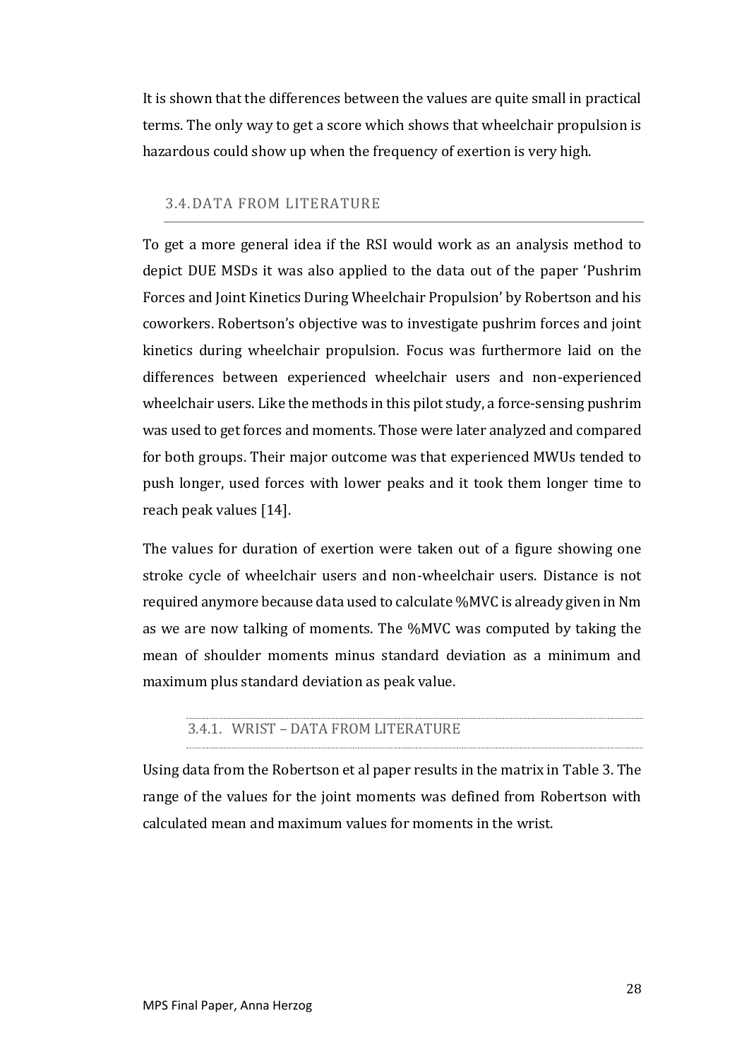It is shown that the differences between the values are quite small in practical terms. The only way to get a score which shows that wheelchair propulsion is hazardous could show up when the frequency of exertion is very high.

## 3.4. DATA FROM LITERATURE

To get a more general idea if the RSI would work as an analysis method to depict DUE MSDs it was also applied to the data out of the paper 'Pushrim Forces and Joint Kinetics During Wheelchair Propulsion' by Robertson and his coworkers. Robertson's objective was to investigate pushrim forces and joint kinetics during wheelchair propulsion. Focus was furthermore laid on the differences between experienced wheelchair users and non-experienced wheelchair users. Like the methods in this pilot study, a force-sensing pushrim was used to get forces and moments. Those were later analyzed and compared for both groups. Their major outcome was that experienced MWUs tended to push longer, used forces with lower peaks and it took them longer time to reach peak values [14].

The values for duration of exertion were taken out of a figure showing one stroke cycle of wheelchair users and non-wheelchair users. Distance is not required anymore because data used to calculate %MVC is already given in Nm as we are now talking of moments. The %MVC was computed by taking the mean of shoulder moments minus standard deviation as a minimum and maximum plus standard deviation as peak value.

### 3.4.1. WRIST – DATA FROM LITERATURE

Using data from the Robertson et al paper results in the matrix in Table 3. The range of the values for the joint moments was defined from Robertson with calculated mean and maximum values for moments in the wrist.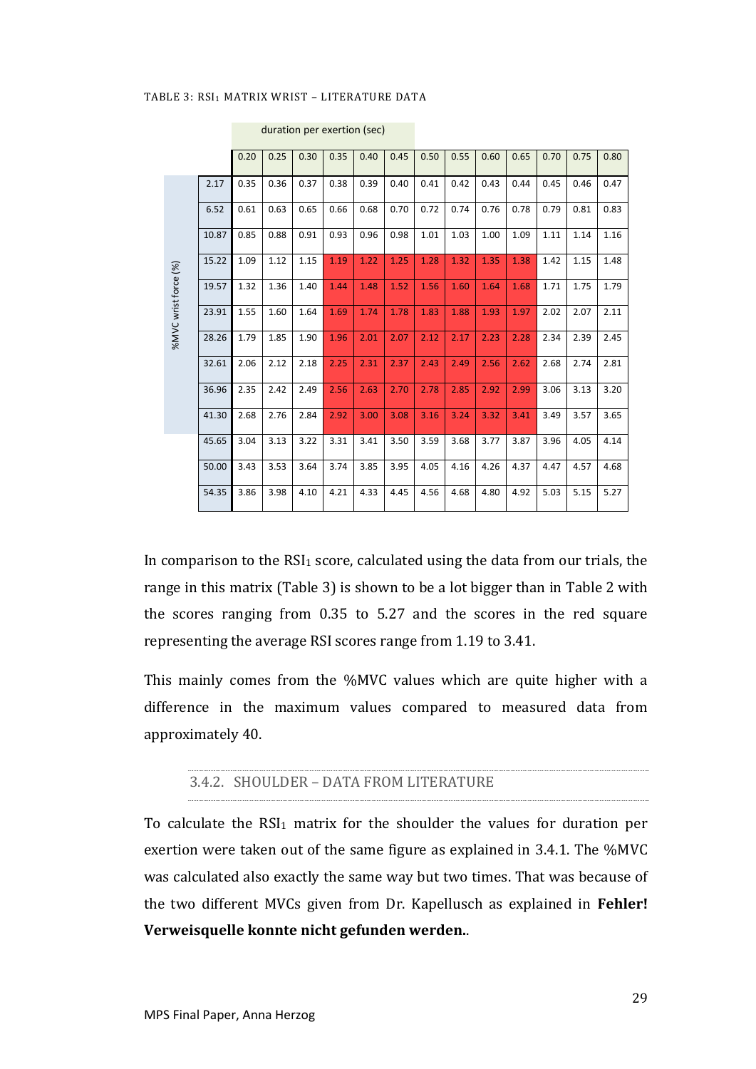TABLE 3: $RSI_1$ MATRIX WRIST – LITERATURE DATA

| %MVC wrist force (%) | duration per exertion (sec) | | | | | | | | | | | | |
|---|---|---|---|---|---|---|---|---|---|---|---|---|---|
| | 0.20 | 0.25 | 0.30 | 0.35 | 0.40 | 0.45 | 0.50 | 0.55 | 0.60 | 0.65 | 0.70 | 0.75 | 0.80 |
| 2.17 | 0.35 | 0.36 | 0.37 | 0.38 | 0.39 | 0.40 | 0.41 | 0.42 | 0.43 | 0.44 | 0.45 | 0.46 | 0.47 |
| 6.52 | 0.61 | 0.63 | 0.65 | 0.66 | 0.68 | 0.70 | 0.72 | 0.74 | 0.76 | 0.78 | 0.79 | 0.81 | 0.83 |
| 10.87 | 0.85 | 0.88 | 0.91 | 0.93 | 0.96 | 0.98 | 1.01 | 1.03 | 1.00 | 1.09 | 1.11 | 1.14 | 1.16 |
| 15.22 | 1.09 | 1.12 | 1.15 | 1.19 | 1.22 | 1.25 | 1.28 | 1.32 | 1.35 | 1.38 | 1.42 | 1.15 | 1.48 |
| 19.57 | 1.32 | 1.36 | 1.40 | 1.44 | 1.48 | 1.52 | 1.56 | 1.60 | 1.64 | 1.68 | 1.71 | 1.75 | 1.79 |
| 23.91 | 1.55 | 1.60 | 1.64 | 1.69 | 1.74 | 1.78 | 1.83 | 1.88 | 1.93 | 1.97 | 2.02 | 2.07 | 2.11 |
| 28.26 | 1.79 | 1.85 | 1.90 | 1.96 | 2.01 | 2.07 | 2.12 | 2.17 | 2.23 | 2.28 | 2.34 | 2.39 | 2.45 |
| 32.61 | 2.06 | 2.12 | 2.18 | 2.25 | 2.31 | 2.37 | 2.43 | 2.49 | 2.56 | 2.62 | 2.68 | 2.74 | 2.81 |
| 36.96 | 2.35 | 2.42 | 2.49 | 2.56 | 2.63 | 2.70 | 2.78 | 2.85 | 2.92 | 2.99 | 3.06 | 3.13 | 3.20 |
| 41.30 | 2.68 | 2.76 | 2.84 | 2.92 | 3.00 | 3.08 | 3.16 | 3.24 | 3.32 | 3.41 | 3.49 | 3.57 | 3.65 |
| 45.65 | 3.04 | 3.13 | 3.22 | 3.31 | 3.41 | 3.50 | 3.59 | 3.68 | 3.77 | 3.87 | 3.96 | 4.05 | 4.14 |
| 50.00 | 3.43 | 3.53 | 3.64 | 3.74 | 3.85 | 3.95 | 4.05 | 4.16 | 4.26 | 4.37 | 4.47 | 4.57 | 4.68 |
| 54.35 | 3.86 | 3.98 | 4.10 | 4.21 | 4.33 | 4.45 | 4.56 | 4.68 | 4.80 | 4.92 | 5.03 | 5.15 | 5.27 |

In comparison to the $RSI_1$ score, calculated using the data from our trials, the range in this matrix (Table 3) is shown to be a lot bigger than in Table 2 with the scores ranging from 0.35 to 5.27 and the scores in the red square representing the average RSI scores range from 1.19 to 3.41.

This mainly comes from the %MVC values which are quite higher with a difference in the maximum values compared to measured data from approximately 40.

### 3.4.2. SHOULDER – DATA FROM LITERATURE

To calculate the $RSI_1$ matrix for the shoulder the values for duration per exertion were taken out of the same figure as explained in 3.4.1. The %MVC was calculated also exactly the same way but two times. That was because of the two different MVCs given from Dr. Kapellusch as explained in **Fehler! Verweisquelle konnte nicht gefunden werden.**.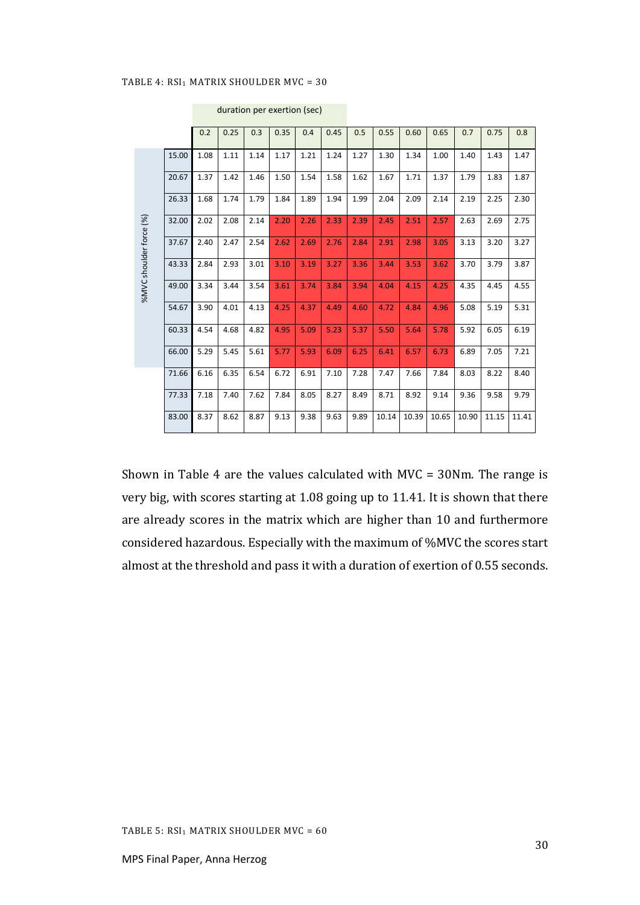TABLE 4: $RSI_1$ MATRIX SHOULDER MVC = 30

| %MVC shoulder force (%) | duration per exertion (sec) | | | | | | | | | | | | |
|---|---|---|---|---|---|---|---|---|---|---|---|---|---|
| | 0.2 | 0.25 | 0.3 | 0.35 | 0.4 | 0.45 | 0.5 | 0.55 | 0.60 | 0.65 | 0.7 | 0.75 | 0.8 |
| 15.00 | 1.08 | 1.11 | 1.14 | 1.17 | 1.21 | 1.24 | 1.27 | 1.30 | 1.34 | 1.00 | 1.40 | 1.43 | 1.47 |
| 20.67 | 1.37 | 1.42 | 1.46 | 1.50 | 1.54 | 1.58 | 1.62 | 1.67 | 1.71 | 1.37 | 1.79 | 1.83 | 1.87 |
| 26.33 | 1.68 | 1.74 | 1.79 | 1.84 | 1.89 | 1.94 | 1.99 | 2.04 | 2.09 | 2.14 | 2.19 | 2.25 | 2.30 |
| 32.00 | 2.02 | 2.08 | 2.14 | 2.20 | 2.26 | 2.33 | 2.39 | 2.45 | 2.51 | 2.57 | 2.63 | 2.69 | 2.75 |
| 37.67 | 2.40 | 2.47 | 2.54 | 2.62 | 2.69 | 2.76 | 2.84 | 2.91 | 2.98 | 3.05 | 3.13 | 3.20 | 3.27 |
| 43.33 | 2.84 | 2.93 | 3.01 | 3.10 | 3.19 | 3.27 | 3.36 | 3.44 | 3.53 | 3.62 | 3.70 | 3.79 | 3.87 |
| 49.00 | 3.34 | 3.44 | 3.54 | 3.61 | 3.74 | 3.84 | 3.94 | 4.04 | 4.15 | 4.25 | 4.35 | 4.45 | 4.55 |
| 54.67 | 3.90 | 4.01 | 4.13 | 4.25 | 4.37 | 4.49 | 4.60 | 4.72 | 4.84 | 4.96 | 5.08 | 5.19 | 5.31 |
| 60.33 | 4.54 | 4.68 | 4.82 | 4.95 | 5.09 | 5.23 | 5.37 | 5.50 | 5.64 | 5.78 | 5.92 | 6.05 | 6.19 |
| 66.00 | 5.29 | 5.45 | 5.61 | 5.77 | 5.93 | 6.09 | 6.25 | 6.41 | 6.57 | 6.73 | 6.89 | 7.05 | 7.21 |
| 71.66 | 6.16 | 6.35 | 6.54 | 6.72 | 6.91 | 7.10 | 7.28 | 7.47 | 7.66 | 7.84 | 8.03 | 8.22 | 8.40 |
| 77.33 | 7.18 | 7.40 | 7.62 | 7.84 | 8.05 | 8.27 | 8.49 | 8.71 | 8.92 | 9.14 | 9.36 | 9.58 | 9.79 |
| 83.00 | 8.37 | 8.62 | 8.87 | 9.13 | 9.38 | 9.63 | 9.89 | 10.14 | 10.39 | 10.65 | 10.90 | 11.15 | 11.41 |

Shown in Table 4 are the values calculated with MVC = 30Nm. The range is very big, with scores starting at 1.08 going up to 11.41. It is shown that there are already scores in the matrix which are higher than 10 and furthermore considered hazardous. Especially with the maximum of %MVC the scores start almost at the threshold and pass it with a duration of exertion of 0.55 seconds.

TABLE 5: $RSI_1$ MATRIX SHOULDER MVC = 60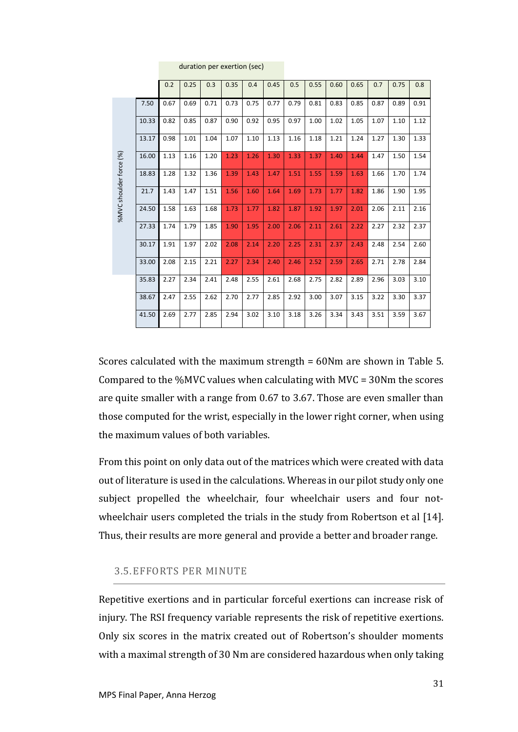| %MVC shoulder force (%) | duration per exertion (sec) | | | | | | | | | | | | |
|---|---|---|---|---|---|---|---|---|---|---|---|---|---|
| | 0.2 | 0.25 | 0.3 | 0.35 | 0.4 | 0.45 | 0.5 | 0.55 | 0.60 | 0.65 | 0.7 | 0.75 | 0.8 |
| 7.50 | 0.67 | 0.69 | 0.71 | 0.73 | 0.75 | 0.77 | 0.79 | 0.81 | 0.83 | 0.85 | 0.87 | 0.89 | 0.91 |
| 10.33 | 0.82 | 0.85 | 0.87 | 0.90 | 0.92 | 0.95 | 0.97 | 1.00 | 1.02 | 1.05 | 1.07 | 1.10 | 1.12 |
| 13.17 | 0.98 | 1.01 | 1.04 | 1.07 | 1.10 | 1.13 | 1.16 | 1.18 | 1.21 | 1.24 | 1.27 | 1.30 | 1.33 |
| 16.00 | 1.13 | 1.16 | 1.20 | 1.23 | 1.26 | 1.30 | 1.33 | 1.37 | 1.40 | 1.44 | 1.47 | 1.50 | 1.54 |
| 18.83 | 1.28 | 1.32 | 1.36 | 1.39 | 1.43 | 1.47 | 1.51 | 1.55 | 1.59 | 1.63 | 1.66 | 1.70 | 1.74 |
| 21.7 | 1.43 | 1.47 | 1.51 | 1.56 | 1.60 | 1.64 | 1.69 | 1.73 | 1.77 | 1.82 | 1.86 | 1.90 | 1.95 |
| 24.50 | 1.58 | 1.63 | 1.68 | 1.73 | 1.77 | 1.82 | 1.87 | 1.92 | 1.97 | 2.01 | 2.06 | 2.11 | 2.16 |
| 27.33 | 1.74 | 1.79 | 1.85 | 1.90 | 1.95 | 2.00 | 2.06 | 2.11 | 2.61 | 2.22 | 2.27 | 2.32 | 2.37 |
| 30.17 | 1.91 | 1.97 | 2.02 | 2.08 | 2.14 | 2.20 | 2.25 | 2.31 | 2.37 | 2.43 | 2.48 | 2.54 | 2.60 |
| 33.00 | 2.08 | 2.15 | 2.21 | 2.27 | 2.34 | 2.40 | 2.46 | 2.52 | 2.59 | 2.65 | 2.71 | 2.78 | 2.84 |
| 35.83 | 2.27 | 2.34 | 2.41 | 2.48 | 2.55 | 2.61 | 2.68 | 2.75 | 2.82 | 2.89 | 2.96 | 3.03 | 3.10 |
| 38.67 | 2.47 | 2.55 | 2.62 | 2.70 | 2.77 | 2.85 | 2.92 | 3.00 | 3.07 | 3.15 | 3.22 | 3.30 | 3.37 |
| 41.50 | 2.69 | 2.77 | 2.85 | 2.94 | 3.02 | 3.10 | 3.18 | 3.26 | 3.34 | 3.43 | 3.51 | 3.59 | 3.67 |

Scores calculated with the maximum strength = 60Nm are shown in Table 5. Compared to the %MVC values when calculating with MVC = 30Nm the scores are quite smaller with a range from 0.67 to 3.67. Those are even smaller than those computed for the wrist, especially in the lower right corner, when using the maximum values of both variables.

From this point on only data out of the matrices which were created with data out of literature is used in the calculations. Whereas in our pilot study only one subject propelled the wheelchair, four wheelchair users and four not-wheelchair users completed the trials in the study from Robertson et al [14]. Thus, their results are more general and provide a better and broader range.

## 3.5. EFFORTS PER MINUTE

Repetitive exertions and in particular forceful exertions can increase risk of injury. The RSI frequency variable represents the risk of repetitive exertions. Only six scores in the matrix created out of Robertson's shoulder moments with a maximal strength of 30 Nm are considered hazardous when only taking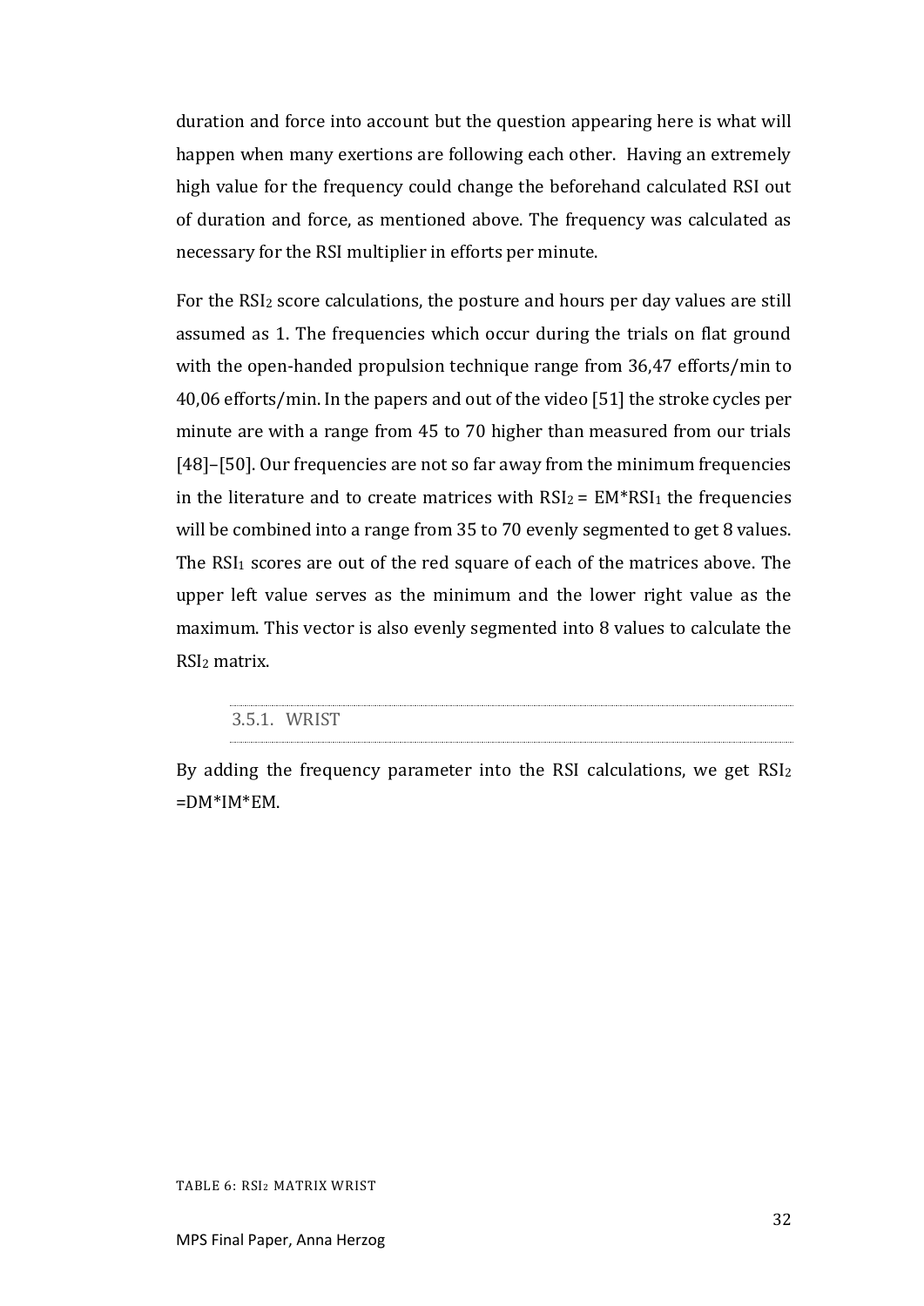duration and force into account but the question appearing here is what will happen when many exertions are following each other. Having an extremely high value for the frequency could change the beforehand calculated RSI out of duration and force, as mentioned above. The frequency was calculated as necessary for the RSI multiplier in efforts per minute.

For the $RSI_2$ score calculations, the posture and hours per day values are still assumed as 1. The frequencies which occur during the trials on flat ground with the open-handed propulsion technique range from 36,47 efforts/min to 40,06 efforts/min. In the papers and out of the video [51] the stroke cycles per minute are with a range from 45 to 70 higher than measured from our trials [48]–[50]. Our frequencies are not so far away from the minimum frequencies in the literature and to create matrices with $RSI_2 = EM*RSI_1$ the frequencies will be combined into a range from 35 to 70 evenly segmented to get 8 values. The $RSI_1$ scores are out of the red square of each of the matrices above. The upper left value serves as the minimum and the lower right value as the maximum. This vector is also evenly segmented into 8 values to calculate the $RSI_2$ matrix.

### 3.5.1. WRIST

By adding the frequency parameter into the RSI calculations, we get $RSI_2 = DM*IM*EM$.

TABLE 6: $RSI_2$ MATRIX WRIST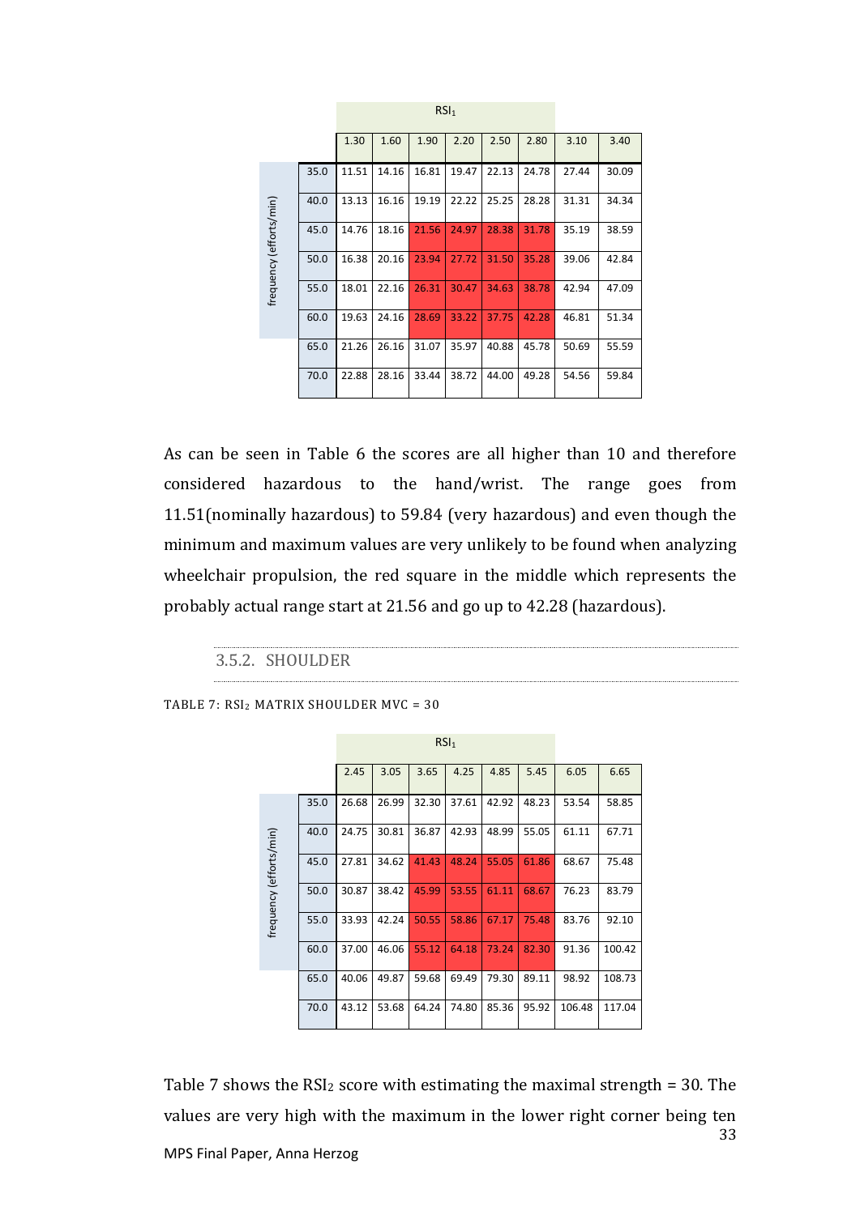| frequency (efforts/min) | RSI₁ | | | | | | | |
|---|---|---|---|---|---|---|---|---|
| | 1.30 | 1.60 | 1.90 | 2.20 | 2.50 | 2.80 | 3.10 | 3.40 |
| 35.0 | 11.51 | 14.16 | 16.81 | 19.47 | 22.13 | 24.78 | 27.44 | 30.09 |
| 40.0 | 13.13 | 16.16 | 19.19 | 22.22 | 25.25 | 28.28 | 31.31 | 34.34 |
| 45.0 | 14.76 | 18.16 | 21.56 | 24.97 | 28.38 | 31.78 | 35.19 | 38.59 |
| 50.0 | 16.38 | 20.16 | 23.94 | 27.72 | 31.50 | 35.28 | 39.06 | 42.84 |
| 55.0 | 18.01 | 22.16 | 26.31 | 30.47 | 34.63 | 38.78 | 42.94 | 47.09 |
| 60.0 | 19.63 | 24.16 | 28.69 | 33.22 | 37.75 | 42.28 | 46.81 | 51.34 |
| 65.0 | 21.26 | 26.16 | 31.07 | 35.97 | 40.88 | 45.78 | 50.69 | 55.59 |
| 70.0 | 22.88 | 28.16 | 33.44 | 38.72 | 44.00 | 49.28 | 54.56 | 59.84 |

As can be seen in Table 6 the scores are all higher than 10 and therefore considered hazardous to the hand/wrist. The range goes from 11.51(nominally hazardous) to 59.84 (very hazardous) and even though the minimum and maximum values are very unlikely to be found when analyzing wheelchair propulsion, the red square in the middle which represents the probably actual range start at 21.56 and go up to 42.28 (hazardous).

### 3.5.2. SHOULDER

TABLE 7: $RSI_2$ MATRIX SHOULDER MVC = 30

| frequency (efforts/min) | RSI₁ | | | | | | | |
|---|---|---|---|---|---|---|---|---|
| | 2.45 | 3.05 | 3.65 | 4.25 | 4.85 | 5.45 | 6.05 | 6.65 |
| 35.0 | 26.68 | 26.99 | 32.30 | 37.61 | 42.92 | 48.23 | 53.54 | 58.85 |
| 40.0 | 24.75 | 30.81 | 36.87 | 42.93 | 48.99 | 55.05 | 61.11 | 67.71 |
| 45.0 | 27.81 | 34.62 | 41.43 | 48.24 | 55.05 | 61.86 | 68.67 | 75.48 |
| 50.0 | 30.87 | 38.42 | 45.99 | 53.55 | 61.11 | 68.67 | 76.23 | 83.79 |
| 55.0 | 33.93 | 42.24 | 50.55 | 58.86 | 67.17 | 75.48 | 83.76 | 92.10 |
| 60.0 | 37.00 | 46.06 | 55.12 | 64.18 | 73.24 | 82.30 | 91.36 | 100.42 |
| 65.0 | 40.06 | 49.87 | 59.68 | 69.49 | 79.30 | 89.11 | 98.92 | 108.73 |
| 70.0 | 43.12 | 53.68 | 64.24 | 74.80 | 85.36 | 95.92 | 106.48 | 117.04 |

Table 7 shows the $RSI_2$ score with estimating the maximal strength = 30. The values are very high with the maximum in the lower right corner being ten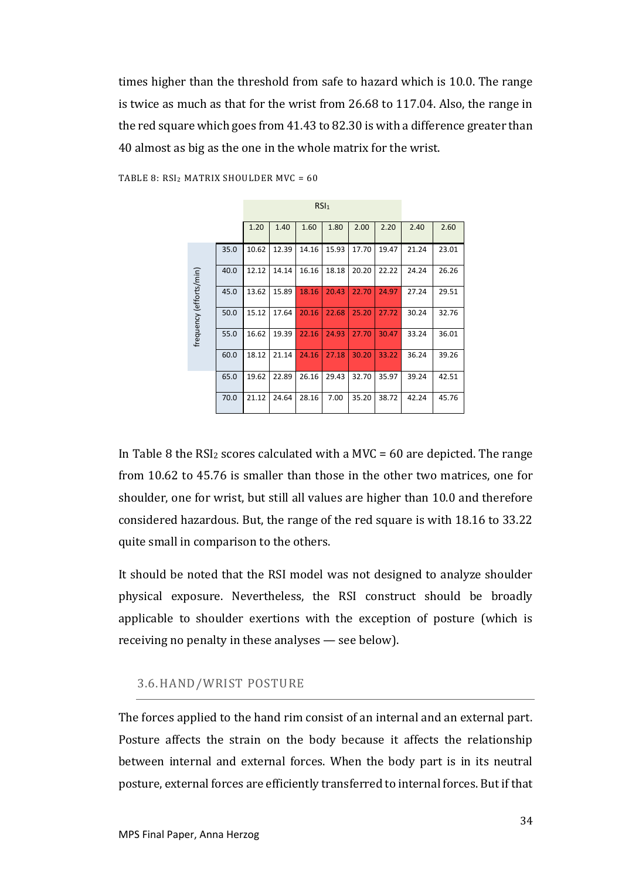times higher than the threshold from safe to hazard which is 10.0. The range is twice as much as that for the wrist from 26.68 to 117.04. Also, the range in the red square which goes from 41.43 to 82.30 is with a difference greater than 40 almost as big as the one in the whole matrix for the wrist.

TABLE 8: $RSI_2$ MATRIX SHOULDER MVC = 60

| | | $RSI_1$ | | | | | | | |
|---|---|---|---|---|---|---|---|---|---|
| | | 1.20 | 1.40 | 1.60 | 1.80 | 2.00 | 2.20 | 2.40 | 2.60 |
| frequency (efforts/min) | 35.0 | 10.62 | 12.39 | 14.16 | 15.93 | 17.70 | 19.47 | 21.24 | 23.01 |
| | 40.0 | 12.12 | 14.14 | 16.16 | 18.18 | 20.20 | 22.22 | 24.24 | 26.26 |
| | 45.0 | 13.62 | 15.89 | 18.16 | 20.43 | 22.70 | 24.97 | 27.24 | 29.51 |
| | 50.0 | 15.12 | 17.64 | 20.16 | 22.68 | 25.20 | 27.72 | 30.24 | 32.76 |
| | 55.0 | 16.62 | 19.39 | 22.16 | 24.93 | 27.70 | 30.47 | 33.24 | 36.01 |
| | 60.0 | 18.12 | 21.14 | 24.16 | 27.18 | 30.20 | 33.22 | 36.24 | 39.26 |
| | 65.0 | 19.62 | 22.89 | 26.16 | 29.43 | 32.70 | 35.97 | 39.24 | 42.51 |
| | 70.0 | 21.12 | 24.64 | 28.16 | 7.00 | 35.20 | 38.72 | 42.24 | 45.76 |

In Table 8 the $RSI_2$ scores calculated with a MVC = 60 are depicted. The range from 10.62 to 45.76 is smaller than those in the other two matrices, one for shoulder, one for wrist, but still all values are higher than 10.0 and therefore considered hazardous. But, the range of the red square is with 18.16 to 33.22 quite small in comparison to the others.

It should be noted that the RSI model was not designed to analyze shoulder physical exposure. Nevertheless, the RSI construct should be broadly applicable to shoulder exertions with the exception of posture (which is receiving no penalty in these analyses — see below).

## 3.6. HAND/WRIST POSTURE

The forces applied to the hand rim consist of an internal and an external part. Posture affects the strain on the body because it affects the relationship between internal and external forces. When the body part is in its neutral posture, external forces are efficiently transferred to internal forces. But if that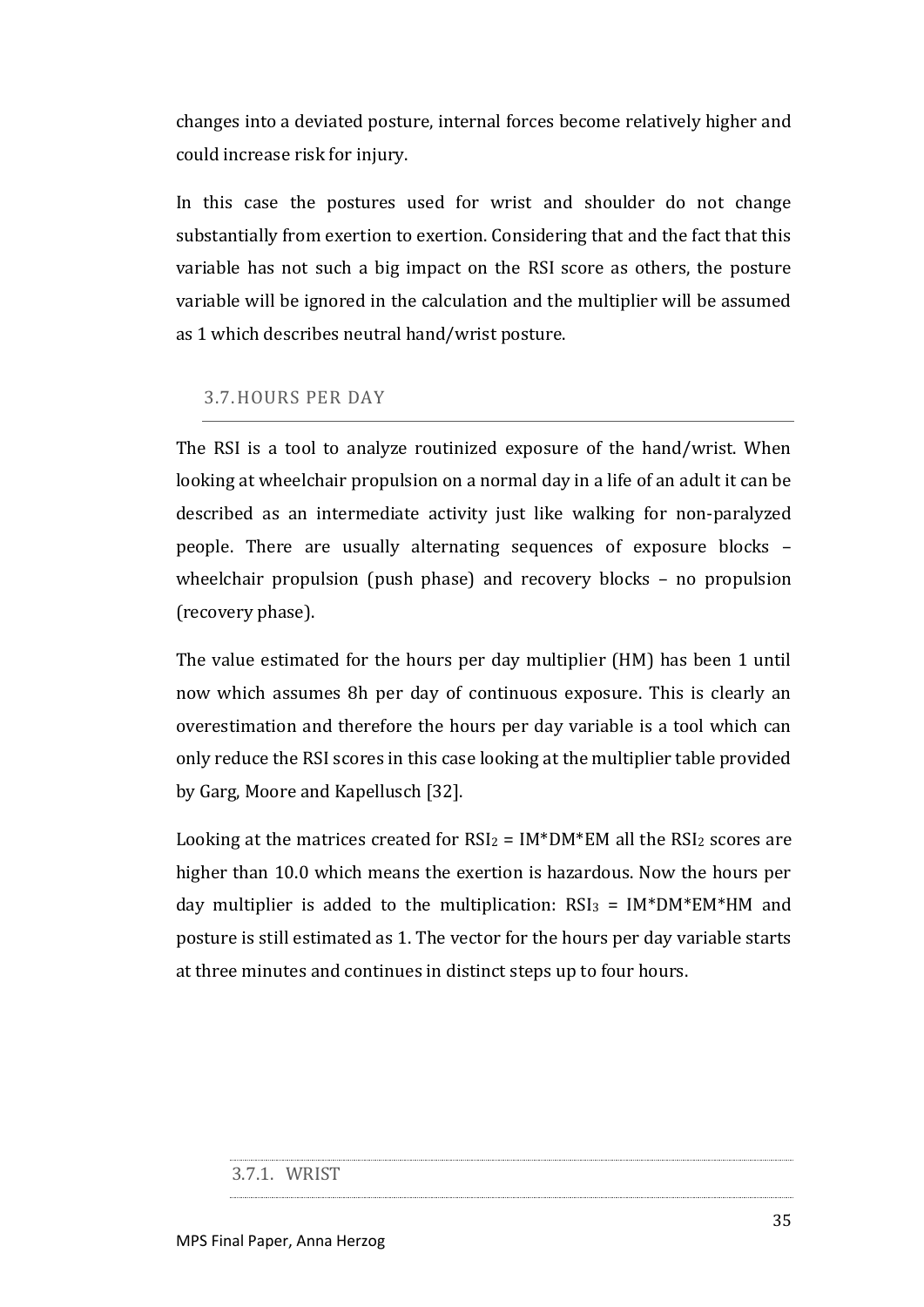changes into a deviated posture, internal forces become relatively higher and could increase risk for injury.

In this case the postures used for wrist and shoulder do not change substantially from exertion to exertion. Considering that and the fact that this variable has not such a big impact on the RSI score as others, the posture variable will be ignored in the calculation and the multiplier will be assumed as 1 which describes neutral hand/wrist posture.

## 3.7. HOURS PER DAY

The RSI is a tool to analyze routinized exposure of the hand/wrist. When looking at wheelchair propulsion on a normal day in a life of an adult it can be described as an intermediate activity just like walking for non-paralyzed people. There are usually alternating sequences of exposure blocks – wheelchair propulsion (push phase) and recovery blocks – no propulsion (recovery phase).

The value estimated for the hours per day multiplier (HM) has been 1 until now which assumes 8h per day of continuous exposure. This is clearly an overestimation and therefore the hours per day variable is a tool which can only reduce the RSI scores in this case looking at the multiplier table provided by Garg, Moore and Kapellusch [32].

Looking at the matrices created for $RSI_2 = IM*DM*EM$ all the $RSI_2$ scores are higher than 10.0 which means the exertion is hazardous. Now the hours per day multiplier is added to the multiplication: $RSI_3 = IM*DM*EM*HM$ and posture is still estimated as 1. The vector for the hours per day variable starts at three minutes and continues in distinct steps up to four hours.

### 3.7.1. WRIST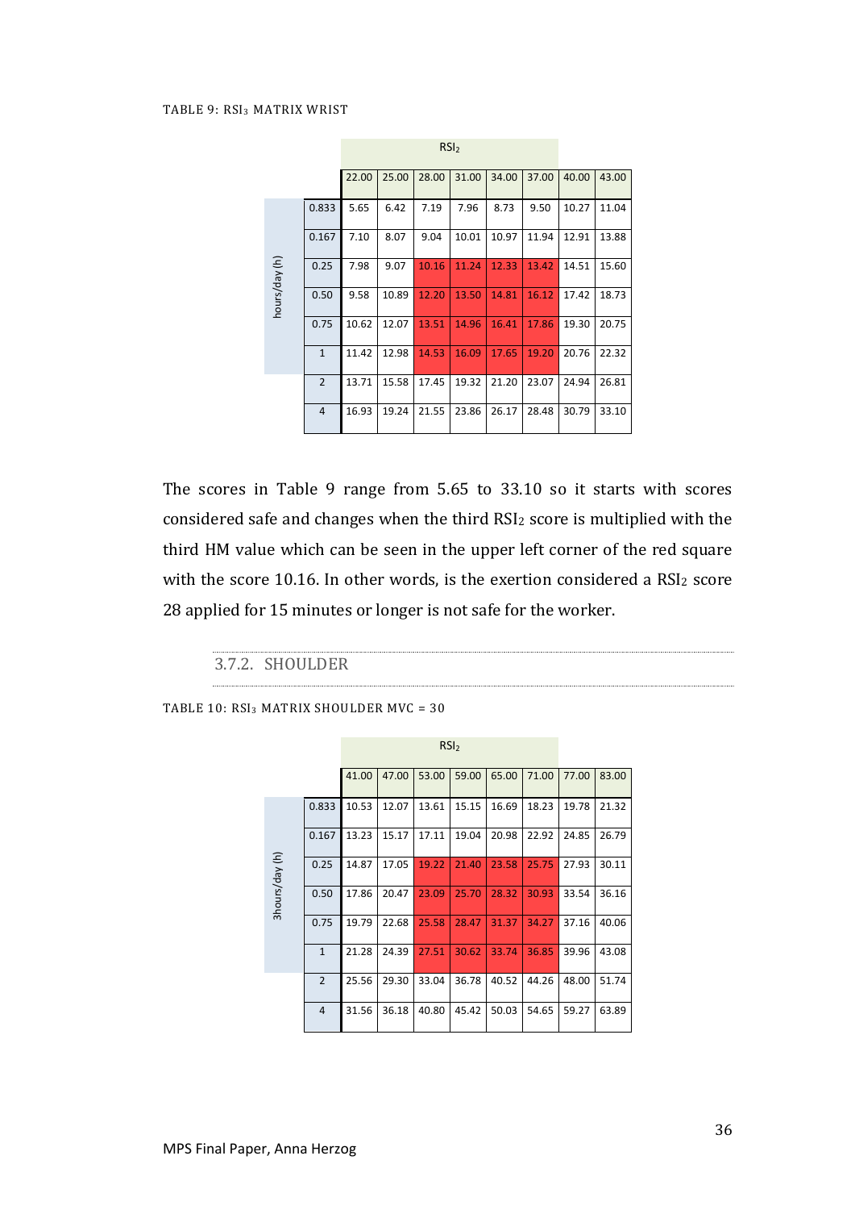TABLE 9: $RSI_3$ MATRIX WRIST

| hours/day (h) | RSI₂ 22.00 | 25.00 | 28.00 | 31.00 | 34.00 | 37.00 | 40.00 | 43.00 |
|---|---|---|---|---|---|---|---|---|
| 0.833 | 5.65 | 6.42 | 7.19 | 7.96 | 8.73 | 9.50 | 10.27 | 11.04 |
| 0.167 | 7.10 | 8.07 | 9.04 | 10.01 | 10.97 | 11.94 | 12.91 | 13.88 |
| 0.25 | 7.98 | 9.07 | 10.16 | 11.24 | 12.33 | 13.42 | 14.51 | 15.60 |
| 0.50 | 9.58 | 10.89 | 12.20 | 13.50 | 14.81 | 16.12 | 17.42 | 18.73 |
| 0.75 | 10.62 | 12.07 | 13.51 | 14.96 | 16.41 | 17.86 | 19.30 | 20.75 |
| 1 | 11.42 | 12.98 | 14.53 | 16.09 | 17.65 | 19.20 | 20.76 | 22.32 |
| 2 | 13.71 | 15.58 | 17.45 | 19.32 | 21.20 | 23.07 | 24.94 | 26.81 |
| 4 | 16.93 | 19.24 | 21.55 | 23.86 | 26.17 | 28.48 | 30.79 | 33.10 |

The scores in Table 9 range from 5.65 to 33.10 so it starts with scores considered safe and changes when the third $RSI_2$ score is multiplied with the third HM value which can be seen in the upper left corner of the red square with the score 10.16. In other words, is the exertion considered a $RSI_2$ score 28 applied for 15 minutes or longer is not safe for the worker.

### 3.7.2. SHOULDER

TABLE 10: $RSI_3$ MATRIX SHOULDER MVC = 30

| 3hours/day (h) | RSI₂ 41.00 | 47.00 | 53.00 | 59.00 | 65.00 | 71.00 | 77.00 | 83.00 |
|---|---|---|---|---|---|---|---|---|
| 0.833 | 10.53 | 12.07 | 13.61 | 15.15 | 16.69 | 18.23 | 19.78 | 21.32 |
| 0.167 | 13.23 | 15.17 | 17.11 | 19.04 | 20.98 | 22.92 | 24.85 | 26.79 |
| 0.25 | 14.87 | 17.05 | 19.22 | 21.40 | 23.58 | 25.75 | 27.93 | 30.11 |
| 0.50 | 17.86 | 20.47 | 23.09 | 25.70 | 28.32 | 30.93 | 33.54 | 36.16 |
| 0.75 | 19.79 | 22.68 | 25.58 | 28.47 | 31.37 | 34.27 | 37.16 | 40.06 |
| 1 | 21.28 | 24.39 | 27.51 | 30.62 | 33.74 | 36.85 | 39.96 | 43.08 |
| 2 | 25.56 | 29.30 | 33.04 | 36.78 | 40.52 | 44.26 | 48.00 | 51.74 |
| 4 | 31.56 | 36.18 | 40.80 | 45.42 | 50.03 | 54.65 | 59.27 | 63.89 |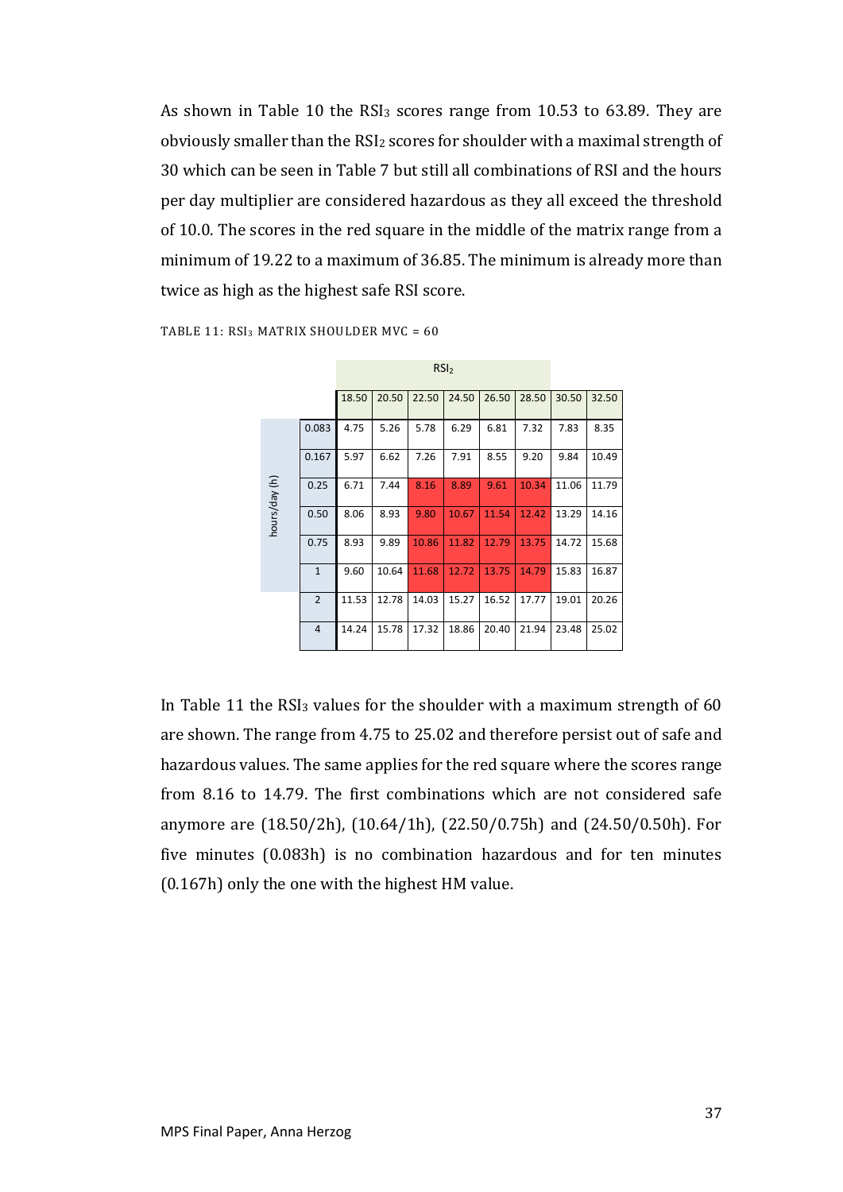As shown in Table 10 the $RSI_3$ scores range from 10.53 to 63.89. They are obviously smaller than the $RSI_2$ scores for shoulder with a maximal strength of 30 which can be seen in Table 7 but still all combinations of RSI and the hours per day multiplier are considered hazardous as they all exceed the threshold of 10.0. The scores in the red square in the middle of the matrix range from a minimum of 19.22 to a maximum of 36.85. The minimum is already more than twice as high as the highest safe RSI score.

TABLE 11: $RSI_3$ MATRIX SHOULDER MVC = 60

| | | $RSI_2$ | | | | | | | |
|---|---|---|---|---|---|---|---|---|---|
| | | 18.50 | 20.50 | 22.50 | 24.50 | 26.50 | 28.50 | 30.50 | 32.50 |
| hours/day (h) | 0.083 | 4.75 | 5.26 | 5.78 | 6.29 | 6.81 | 7.32 | 7.83 | 8.35 |
| | 0.167 | 5.97 | 6.62 | 7.26 | 7.91 | 8.55 | 9.20 | 9.84 | 10.49 |
| | 0.25 | 6.71 | 7.44 | 8.16 | 8.89 | 9.61 | 10.34 | 11.06 | 11.79 |
| | 0.50 | 8.06 | 8.93 | 9.80 | 10.67 | 11.54 | 12.42 | 13.29 | 14.16 |
| | 0.75 | 8.93 | 9.89 | 10.86 | 11.82 | 12.79 | 13.75 | 14.72 | 15.68 |
| | 1 | 9.60 | 10.64 | 11.68 | 12.72 | 13.75 | 14.79 | 15.83 | 16.87 |
| | 2 | 11.53 | 12.78 | 14.03 | 15.27 | 16.52 | 17.77 | 19.01 | 20.26 |
| | 4 | 14.24 | 15.78 | 17.32 | 18.86 | 20.40 | 21.94 | 23.48 | 25.02 |

In Table 11 the $RSI_3$ values for the shoulder with a maximum strength of 60 are shown. The range from 4.75 to 25.02 and therefore persist out of safe and hazardous values. The same applies for the red square where the scores range from 8.16 to 14.79. The first combinations which are not considered safe anymore are (18.50/2h), (10.64/1h), (22.50/0.75h) and (24.50/0.50h). For five minutes (0.083h) is no combination hazardous and for ten minutes (0.167h) only the one with the highest HM value.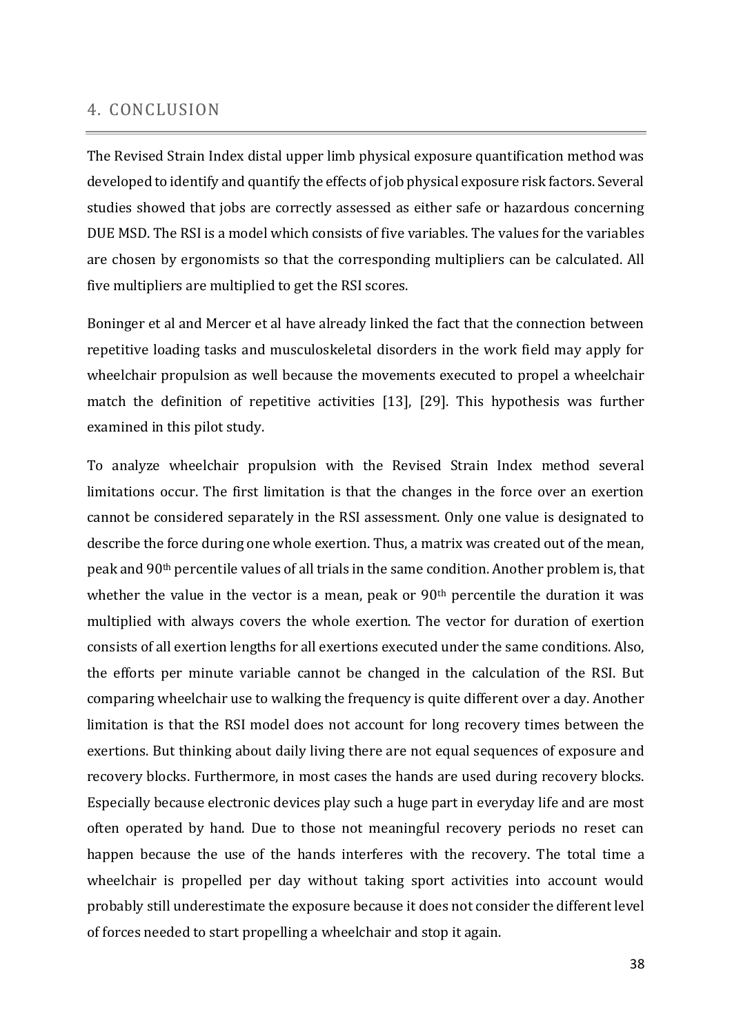## 4. CONCLUSION

The Revised Strain Index distal upper limb physical exposure quantification method was developed to identify and quantify the effects of job physical exposure risk factors. Several studies showed that jobs are correctly assessed as either safe or hazardous concerning DUE MSD. The RSI is a model which consists of five variables. The values for the variables are chosen by ergonomists so that the corresponding multipliers can be calculated. All five multipliers are multiplied to get the RSI scores.

Boninger et al and Mercer et al have already linked the fact that the connection between repetitive loading tasks and musculoskeletal disorders in the work field may apply for wheelchair propulsion as well because the movements executed to propel a wheelchair match the definition of repetitive activities [13], [29]. This hypothesis was further examined in this pilot study.

To analyze wheelchair propulsion with the Revised Strain Index method several limitations occur. The first limitation is that the changes in the force over an exertion cannot be considered separately in the RSI assessment. Only one value is designated to describe the force during one whole exertion. Thus, a matrix was created out of the mean, peak and 90th percentile values of all trials in the same condition. Another problem is, that whether the value in the vector is a mean, peak or 90th percentile the duration it was multiplied with always covers the whole exertion. The vector for duration of exertion consists of all exertion lengths for all exertions executed under the same conditions. Also, the efforts per minute variable cannot be changed in the calculation of the RSI. But comparing wheelchair use to walking the frequency is quite different over a day. Another limitation is that the RSI model does not account for long recovery times between the exertions. But thinking about daily living there are not equal sequences of exposure and recovery blocks. Furthermore, in most cases the hands are used during recovery blocks. Especially because electronic devices play such a huge part in everyday life and are most often operated by hand. Due to those not meaningful recovery periods no reset can happen because the use of the hands interferes with the recovery. The total time a wheelchair is propelled per day without taking sport activities into account would probably still underestimate the exposure because it does not consider the different level of forces needed to start propelling a wheelchair and stop it again.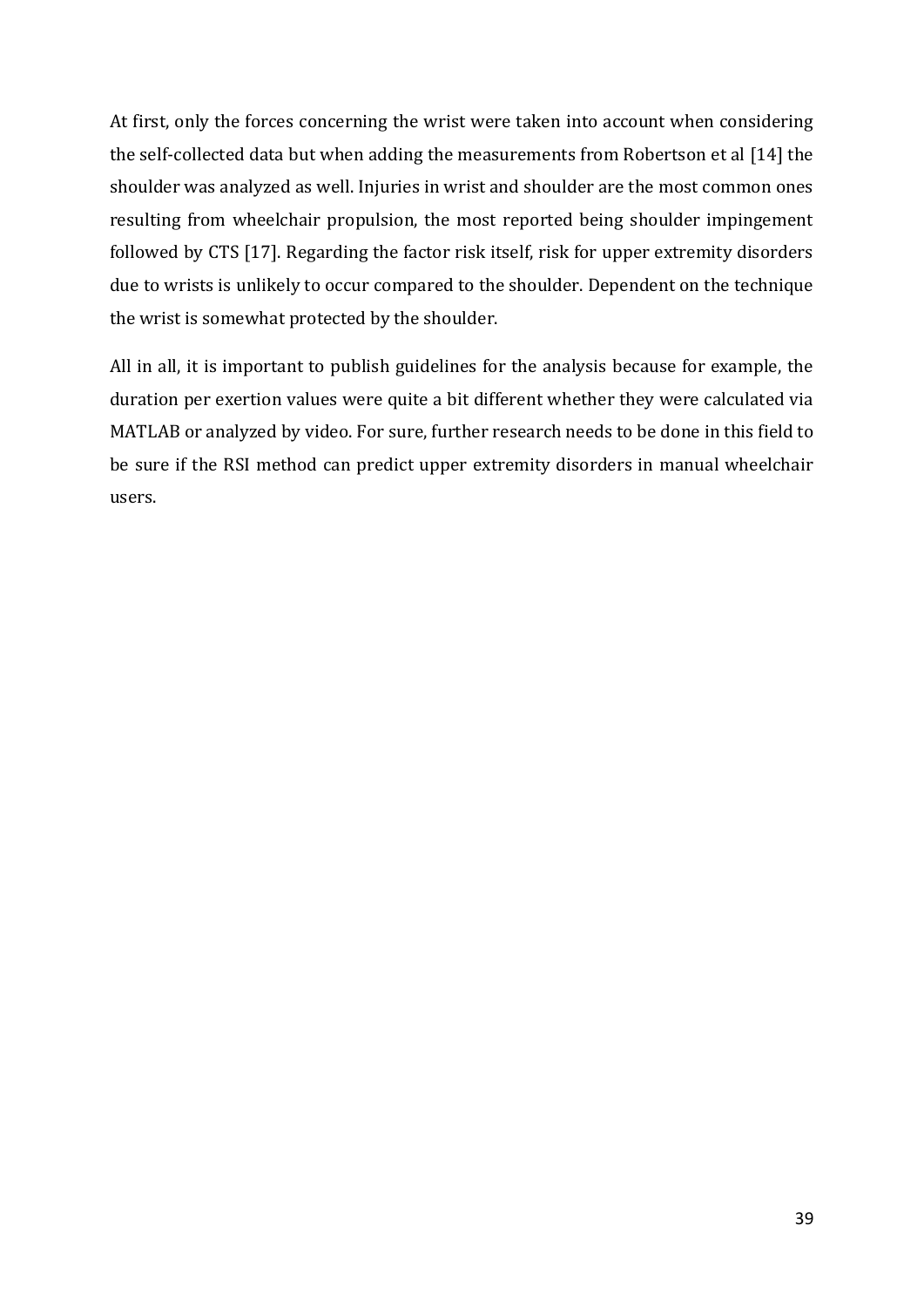At first, only the forces concerning the wrist were taken into account when considering the self-collected data but when adding the measurements from Robertson et al [14] the shoulder was analyzed as well. Injuries in wrist and shoulder are the most common ones resulting from wheelchair propulsion, the most reported being shoulder impingement followed by CTS [17]. Regarding the factor risk itself, risk for upper extremity disorders due to wrists is unlikely to occur compared to the shoulder. Dependent on the technique the wrist is somewhat protected by the shoulder.

All in all, it is important to publish guidelines for the analysis because for example, the duration per exertion values were quite a bit different whether they were calculated via MATLAB or analyzed by video. For sure, further research needs to be done in this field to be sure if the RSI method can predict upper extremity disorders in manual wheelchair users.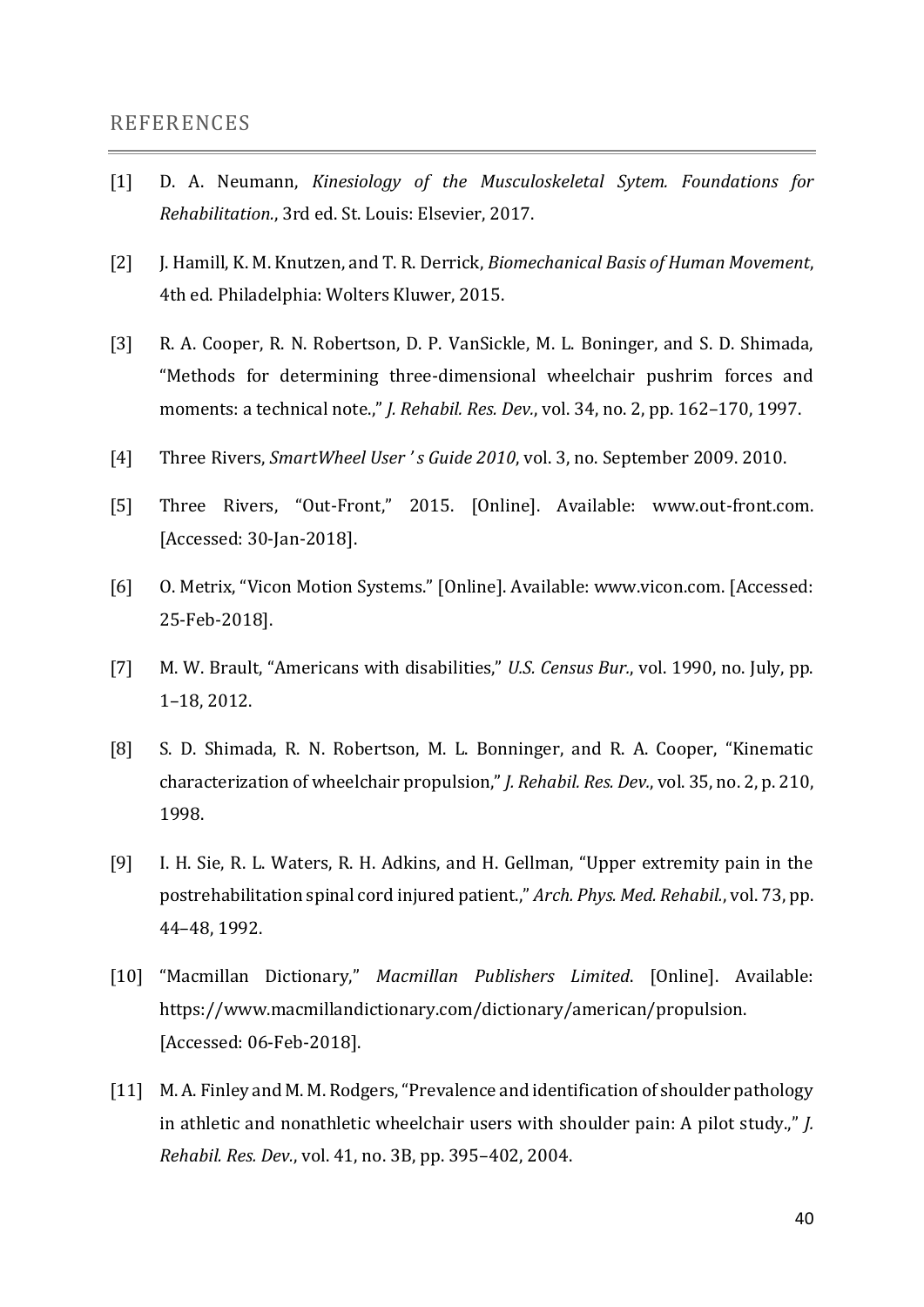## REFERENCES

[1] D. A. Neumann, *Kinesiology of the Musculoskeletal Sytem. Foundations for Rehabilitation.*, 3rd ed. St. Louis: Elsevier, 2017.

[2] J. Hamill, K. M. Knutzen, and T. R. Derrick, *Biomechanical Basis of Human Movement*, 4th ed. Philadelphia: Wolters Kluwer, 2015.

[3] R. A. Cooper, R. N. Robertson, D. P. VanSickle, M. L. Boninger, and S. D. Shimada, "Methods for determining three-dimensional wheelchair pushrim forces and moments: a technical note.," *J. Rehabil. Res. Dev.*, vol. 34, no. 2, pp. 162–170, 1997.

[4] Three Rivers, *SmartWheel User ' s Guide 2010*, vol. 3, no. September 2009. 2010.

[5] Three Rivers, "Out-Front," 2015. [Online]. Available: www.out-front.com. [Accessed: 30-Jan-2018].

[6] O. Metrix, "Vicon Motion Systems." [Online]. Available: www.vicon.com. [Accessed: 25-Feb-2018].

[7] M. W. Brault, "Americans with disabilities," *U.S. Census Bur.*, vol. 1990, no. July, pp. 1–18, 2012.

[8] S. D. Shimada, R. N. Robertson, M. L. Bonninger, and R. A. Cooper, "Kinematic characterization of wheelchair propulsion," *J. Rehabil. Res. Dev.*, vol. 35, no. 2, p. 210, 1998.

[9] I. H. Sie, R. L. Waters, R. H. Adkins, and H. Gellman, "Upper extremity pain in the postrehabilitation spinal cord injured patient.," *Arch. Phys. Med. Rehabil.*, vol. 73, pp. 44–48, 1992.

[10] "Macmillan Dictionary," *Macmillan Publishers Limited*. [Online]. Available: https://www.macmillandictionary.com/dictionary/american/propulsion. [Accessed: 06-Feb-2018].

[11] M. A. Finley and M. M. Rodgers, "Prevalence and identification of shoulder pathology in athletic and nonathletic wheelchair users with shoulder pain: A pilot study.," *J. Rehabil. Res. Dev.*, vol. 41, no. 3B, pp. 395–402, 2004.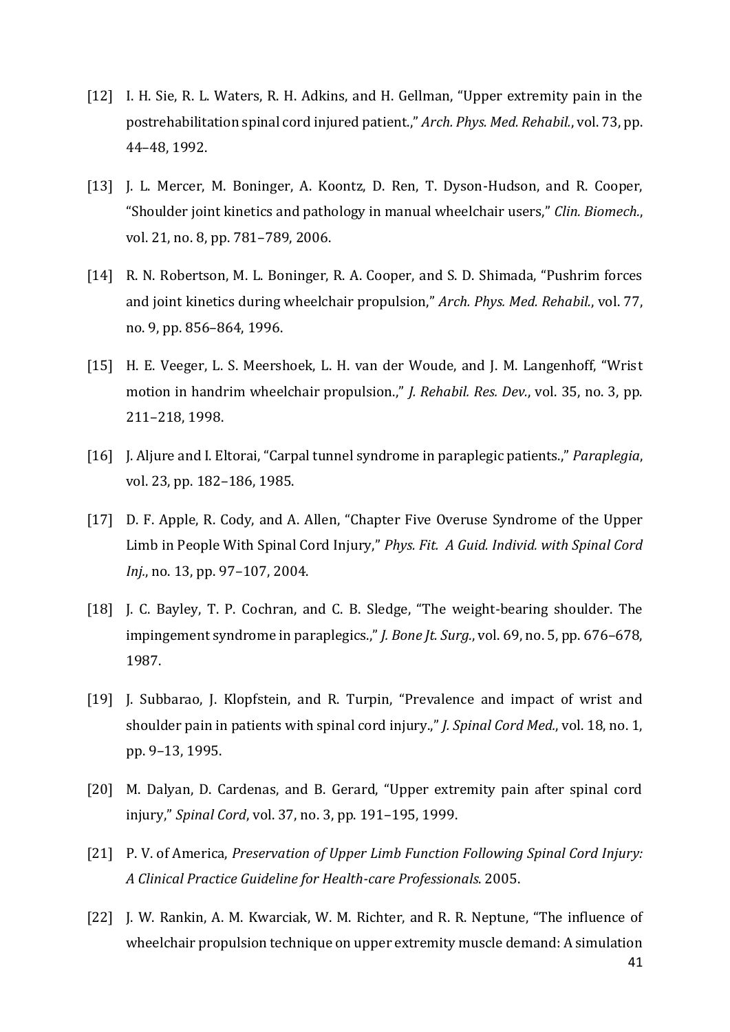[12] I. H. Sie, R. L. Waters, R. H. Adkins, and H. Gellman, "Upper extremity pain in the postrehabilitation spinal cord injured patient.," *Arch. Phys. Med. Rehabil.*, vol. 73, pp. 44–48, 1992.

[13] J. L. Mercer, M. Boninger, A. Koontz, D. Ren, T. Dyson-Hudson, and R. Cooper, "Shoulder joint kinetics and pathology in manual wheelchair users," *Clin. Biomech.*, vol. 21, no. 8, pp. 781–789, 2006.

[14] R. N. Robertson, M. L. Boninger, R. A. Cooper, and S. D. Shimada, "Pushrim forces and joint kinetics during wheelchair propulsion," *Arch. Phys. Med. Rehabil.*, vol. 77, no. 9, pp. 856–864, 1996.

[15] H. E. Veeger, L. S. Meershoek, L. H. van der Woude, and J. M. Langenhoff, "Wrist motion in handrim wheelchair propulsion.," *J. Rehabil. Res. Dev.*, vol. 35, no. 3, pp. 211–218, 1998.

[16] J. Aljure and I. Eltorai, "Carpal tunnel syndrome in paraplegic patients.," *Paraplegia*, vol. 23, pp. 182–186, 1985.

[17] D. F. Apple, R. Cody, and A. Allen, "Chapter Five Overuse Syndrome of the Upper Limb in People With Spinal Cord Injury," *Phys. Fit. A Guid. Individ. with Spinal Cord Inj.*, no. 13, pp. 97–107, 2004.

[18] J. C. Bayley, T. P. Cochran, and C. B. Sledge, "The weight-bearing shoulder. The impingement syndrome in paraplegics.," *J. Bone Jt. Surg.*, vol. 69, no. 5, pp. 676–678, 1987.

[19] J. Subbarao, J. Klopfstein, and R. Turpin, "Prevalence and impact of wrist and shoulder pain in patients with spinal cord injury.," *J. Spinal Cord Med.*, vol. 18, no. 1, pp. 9–13, 1995.

[20] M. Dalyan, D. Cardenas, and B. Gerard, "Upper extremity pain after spinal cord injury," *Spinal Cord*, vol. 37, no. 3, pp. 191–195, 1999.

[21] P. V. of America, *Preservation of Upper Limb Function Following Spinal Cord Injury: A Clinical Practice Guideline for Health-care Professionals.* 2005.

[22] J. W. Rankin, A. M. Kwarciak, W. M. Richter, and R. R. Neptune, "The influence of wheelchair propulsion technique on upper extremity muscle demand: A simulation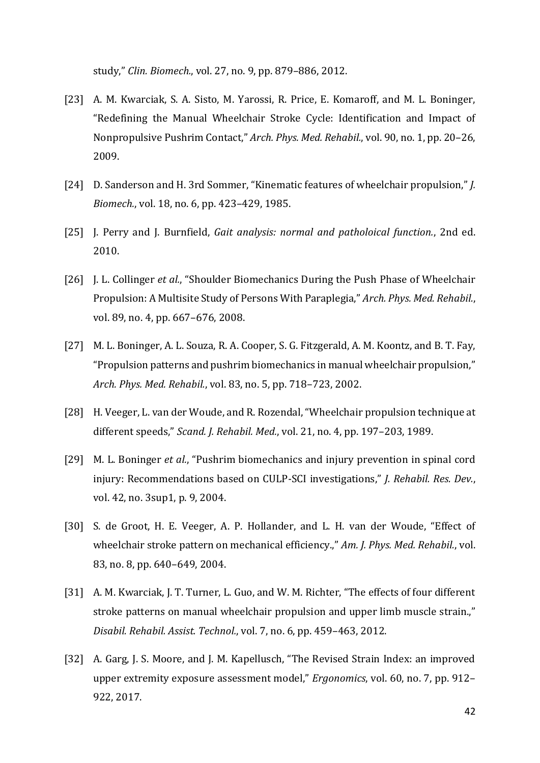study," *Clin. Biomech.*, vol. 27, no. 9, pp. 879–886, 2012.

[23] A. M. Kwarciak, S. A. Sisto, M. Yarossi, R. Price, E. Komaroff, and M. L. Boninger, "Redefining the Manual Wheelchair Stroke Cycle: Identification and Impact of Nonpropulsive Pushrim Contact," *Arch. Phys. Med. Rehabil.*, vol. 90, no. 1, pp. 20–26, 2009.

[24] D. Sanderson and H. 3rd Sommer, "Kinematic features of wheelchair propulsion," *J. Biomech.*, vol. 18, no. 6, pp. 423–429, 1985.

[25] J. Perry and J. Burnfield, *Gait analysis: normal and patholoical function.*, 2nd ed. 2010.

[26] J. L. Collinger *et al.*, "Shoulder Biomechanics During the Push Phase of Wheelchair Propulsion: A Multisite Study of Persons With Paraplegia," *Arch. Phys. Med. Rehabil.*, vol. 89, no. 4, pp. 667–676, 2008.

[27] M. L. Boninger, A. L. Souza, R. A. Cooper, S. G. Fitzgerald, A. M. Koontz, and B. T. Fay, "Propulsion patterns and pushrim biomechanics in manual wheelchair propulsion," *Arch. Phys. Med. Rehabil.*, vol. 83, no. 5, pp. 718–723, 2002.

[28] H. Veeger, L. van der Woude, and R. Rozendal, "Wheelchair propulsion technique at different speeds," *Scand. J. Rehabil. Med.*, vol. 21, no. 4, pp. 197–203, 1989.

[29] M. L. Boninger *et al.*, "Pushrim biomechanics and injury prevention in spinal cord injury: Recommendations based on CULP-SCI investigations," *J. Rehabil. Res. Dev.*, vol. 42, no. 3sup1, p. 9, 2004.

[30] S. de Groot, H. E. Veeger, A. P. Hollander, and L. H. van der Woude, "Effect of wheelchair stroke pattern on mechanical efficiency.," *Am. J. Phys. Med. Rehabil.*, vol. 83, no. 8, pp. 640–649, 2004.

[31] A. M. Kwarciak, J. T. Turner, L. Guo, and W. M. Richter, "The effects of four different stroke patterns on manual wheelchair propulsion and upper limb muscle strain.," *Disabil. Rehabil. Assist. Technol.*, vol. 7, no. 6, pp. 459–463, 2012.

[32] A. Garg, J. S. Moore, and J. M. Kapellusch, "The Revised Strain Index: an improved upper extremity exposure assessment model," *Ergonomics*, vol. 60, no. 7, pp. 912–922, 2017.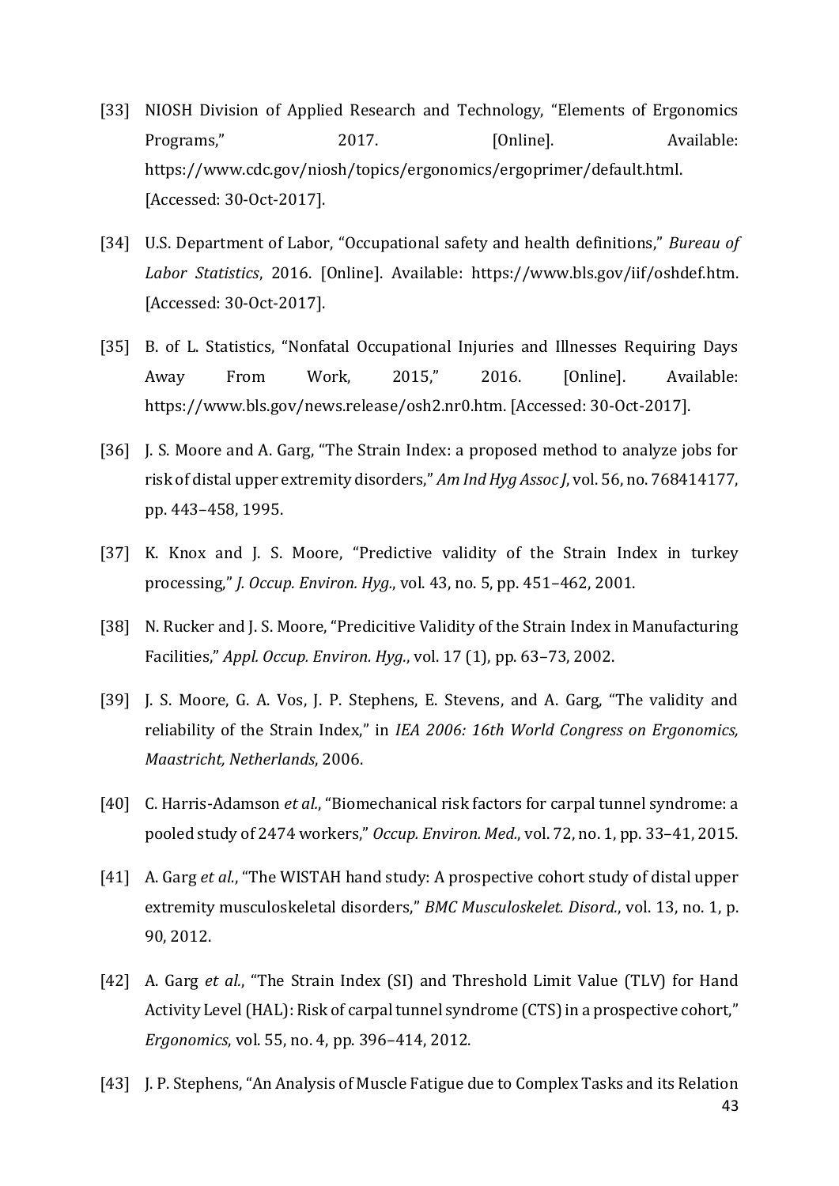[33] NIOSH Division of Applied Research and Technology, "Elements of Ergonomics Programs," 2017. [Online]. Available: https://www.cdc.gov/niosh/topics/ergonomics/ergoprimer/default.html. [Accessed: 30-Oct-2017].

[34] U.S. Department of Labor, "Occupational safety and health definitions," *Bureau of Labor Statistics*, 2016. [Online]. Available: https://www.bls.gov/iif/oshdef.htm. [Accessed: 30-Oct-2017].

[35] B. of L. Statistics, "Nonfatal Occupational Injuries and Illnesses Requiring Days Away From Work, 2015," 2016. [Online]. Available: https://www.bls.gov/news.release/osh2.nr0.htm. [Accessed: 30-Oct-2017].

[36] J. S. Moore and A. Garg, "The Strain Index: a proposed method to analyze jobs for risk of distal upper extremity disorders," *Am Ind Hyg Assoc J*, vol. 56, no. 768414177, pp. 443–458, 1995.

[37] K. Knox and J. S. Moore, "Predictive validity of the Strain Index in turkey processing," *J. Occup. Environ. Hyg.*, vol. 43, no. 5, pp. 451–462, 2001.

[38] N. Rucker and J. S. Moore, "Predicitive Validity of the Strain Index in Manufacturing Facilities," *Appl. Occup. Environ. Hyg.*, vol. 17 (1), pp. 63–73, 2002.

[39] J. S. Moore, G. A. Vos, J. P. Stephens, E. Stevens, and A. Garg, "The validity and reliability of the Strain Index," in *IEA 2006: 16th World Congress on Ergonomics, Maastricht, Netherlands*, 2006.

[40] C. Harris-Adamson *et al.*, "Biomechanical risk factors for carpal tunnel syndrome: a pooled study of 2474 workers," *Occup. Environ. Med.*, vol. 72, no. 1, pp. 33–41, 2015.

[41] A. Garg *et al.*, "The WISTAH hand study: A prospective cohort study of distal upper extremity musculoskeletal disorders," *BMC Musculoskelet. Disord.*, vol. 13, no. 1, p. 90, 2012.

[42] A. Garg *et al.*, "The Strain Index (SI) and Threshold Limit Value (TLV) for Hand Activity Level (HAL): Risk of carpal tunnel syndrome (CTS) in a prospective cohort," *Ergonomics*, vol. 55, no. 4, pp. 396–414, 2012.

[43] J. P. Stephens, "An Analysis of Muscle Fatigue due to Complex Tasks and its Relation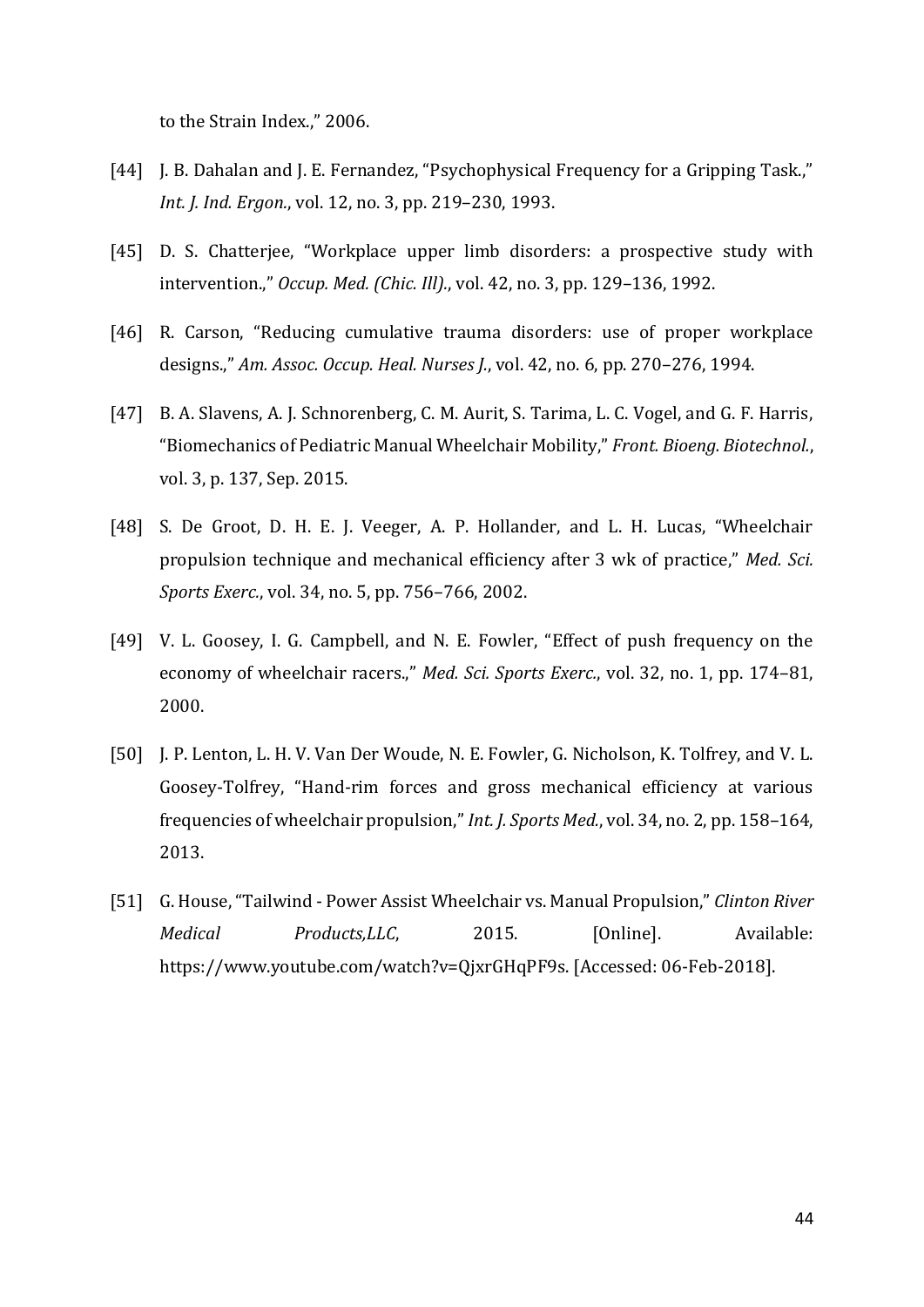to the Strain Index.," 2006.

[44] J. B. Dahalan and J. E. Fernandez, "Psychophysical Frequency for a Gripping Task.," *Int. J. Ind. Ergon.*, vol. 12, no. 3, pp. 219–230, 1993.

[45] D. S. Chatterjee, "Workplace upper limb disorders: a prospective study with intervention.," *Occup. Med. (Chic. Ill).*, vol. 42, no. 3, pp. 129–136, 1992.

[46] R. Carson, "Reducing cumulative trauma disorders: use of proper workplace designs.," *Am. Assoc. Occup. Heal. Nurses J.*, vol. 42, no. 6, pp. 270–276, 1994.

[47] B. A. Slavens, A. J. Schnorenberg, C. M. Aurit, S. Tarima, L. C. Vogel, and G. F. Harris, "Biomechanics of Pediatric Manual Wheelchair Mobility," *Front. Bioeng. Biotechnol.*, vol. 3, p. 137, Sep. 2015.

[48] S. De Groot, D. H. E. J. Veeger, A. P. Hollander, and L. H. Lucas, "Wheelchair propulsion technique and mechanical efficiency after 3 wk of practice," *Med. Sci. Sports Exerc.*, vol. 34, no. 5, pp. 756–766, 2002.

[49] V. L. Goosey, I. G. Campbell, and N. E. Fowler, "Effect of push frequency on the economy of wheelchair racers.," *Med. Sci. Sports Exerc.*, vol. 32, no. 1, pp. 174–81, 2000.

[50] J. P. Lenton, L. H. V. Van Der Woude, N. E. Fowler, G. Nicholson, K. Tolfrey, and V. L. Goosey-Tolfrey, "Hand-rim forces and gross mechanical efficiency at various frequencies of wheelchair propulsion," *Int. J. Sports Med.*, vol. 34, no. 2, pp. 158–164, 2013.

[51] G. House, "Tailwind - Power Assist Wheelchair vs. Manual Propulsion," *Clinton River Medical Products,LLC*, 2015. [Online]. Available: https://www.youtube.com/watch?v=QjxrGHqPF9s. [Accessed: 06-Feb-2018].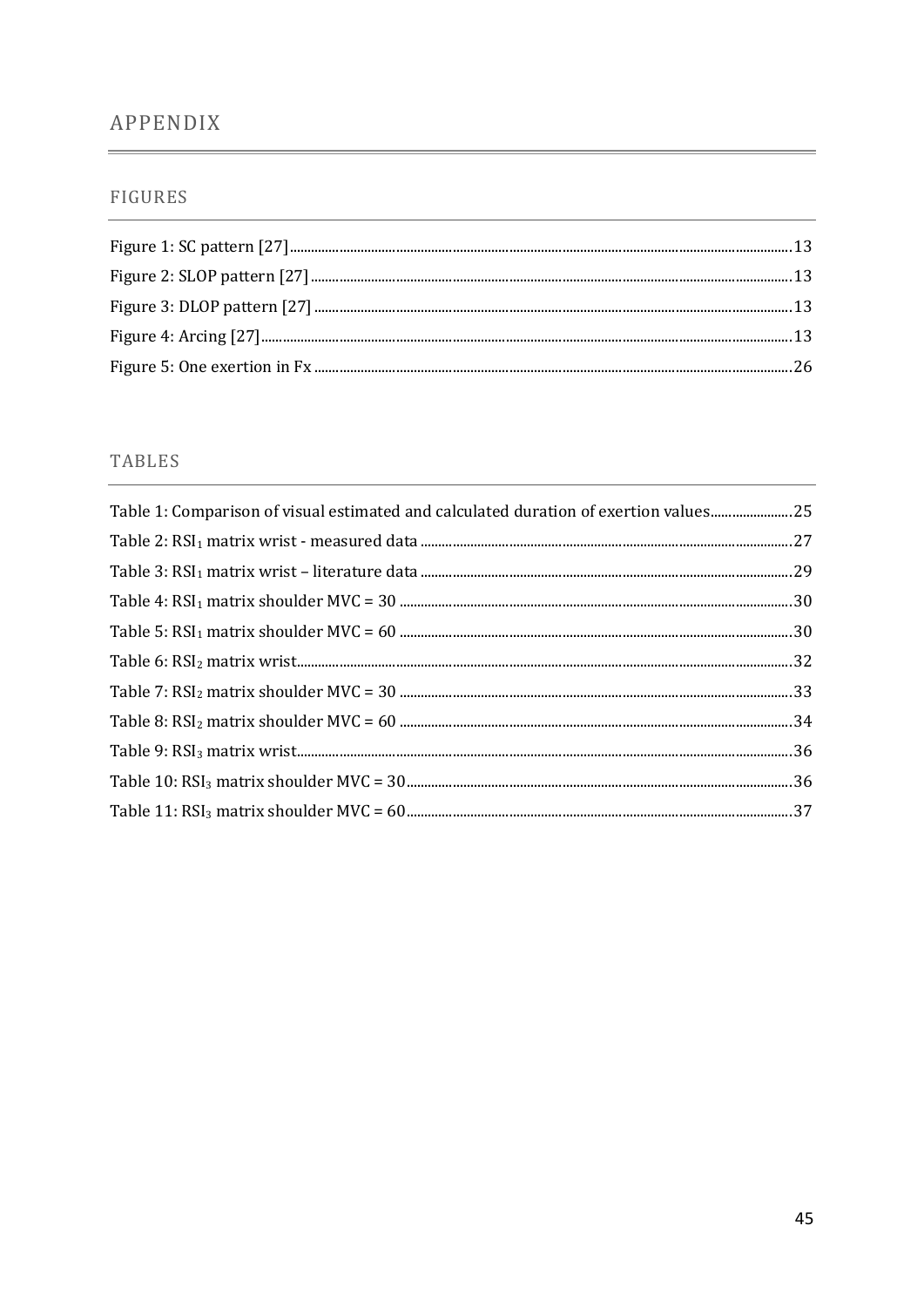# APPENDIX

## FIGURES

Figure 1: SC pattern [27]....................................................................13
Figure 2: SLOP pattern [27]..................................................................13
Figure 3: DLOP pattern [27]..................................................................13
Figure 4: Arcing [27].........................................................................13
Figure 5: One exertion in Fx.................................................................26

## TABLES

Table 1: Comparison of visual estimated and calculated duration of exertion values.......................25
Table 2: $RSI_1$ matrix wrist - measured data.......................................................27
Table 3: $RSI_1$ matrix wrist – literature data......................................................29
Table 4: $RSI_1$ matrix shoulder MVC = 30..........................................................30
Table 5: $RSI_1$ matrix shoulder MVC = 60..........................................................30
Table 6: $RSI_2$ matrix wrist.......................................................................32
Table 7: $RSI_2$ matrix shoulder MVC = 30..........................................................33
Table 8: $RSI_2$ matrix shoulder MVC = 60..........................................................34
Table 9: $RSI_3$ matrix wrist.......................................................................36
Table 10: $RSI_3$ matrix shoulder MVC = 30.........................................................36
Table 11: $RSI_3$ matrix shoulder MVC = 60.........................................................37